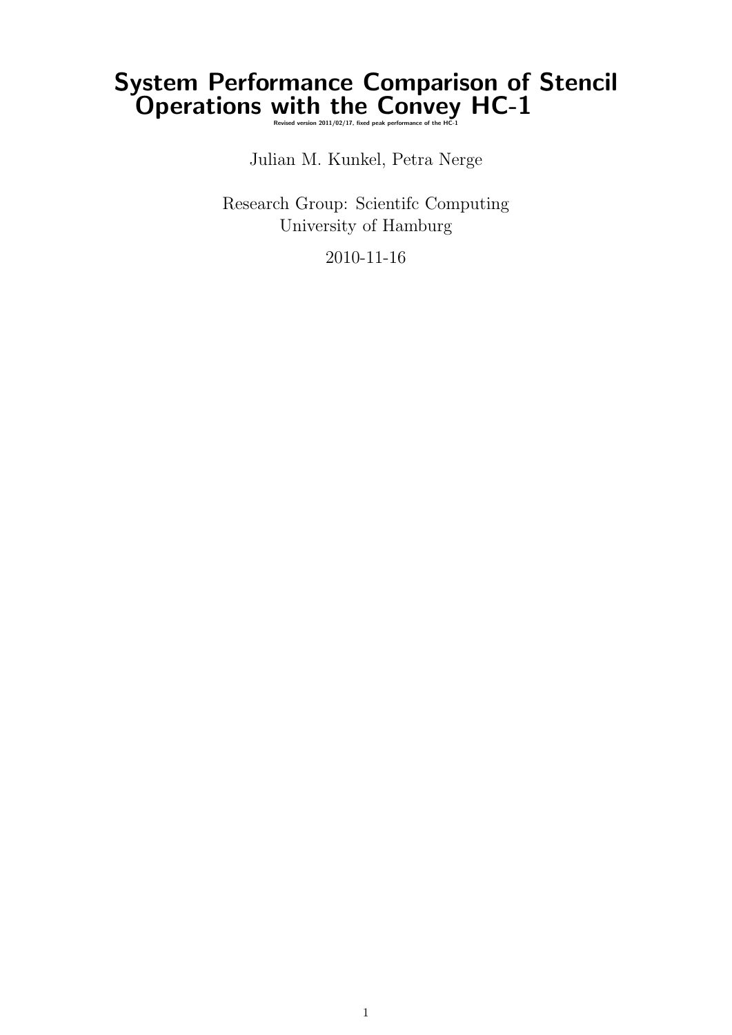# System Performance Comparison of Stencil Operations with the Convey HC-1

Revised version 2011/02/17, fixed peak performance of the HC-1

Julian M. Kunkel, Petra Nerge

Research Group: Scientifc Computing
University of Hamburg

2010-11-16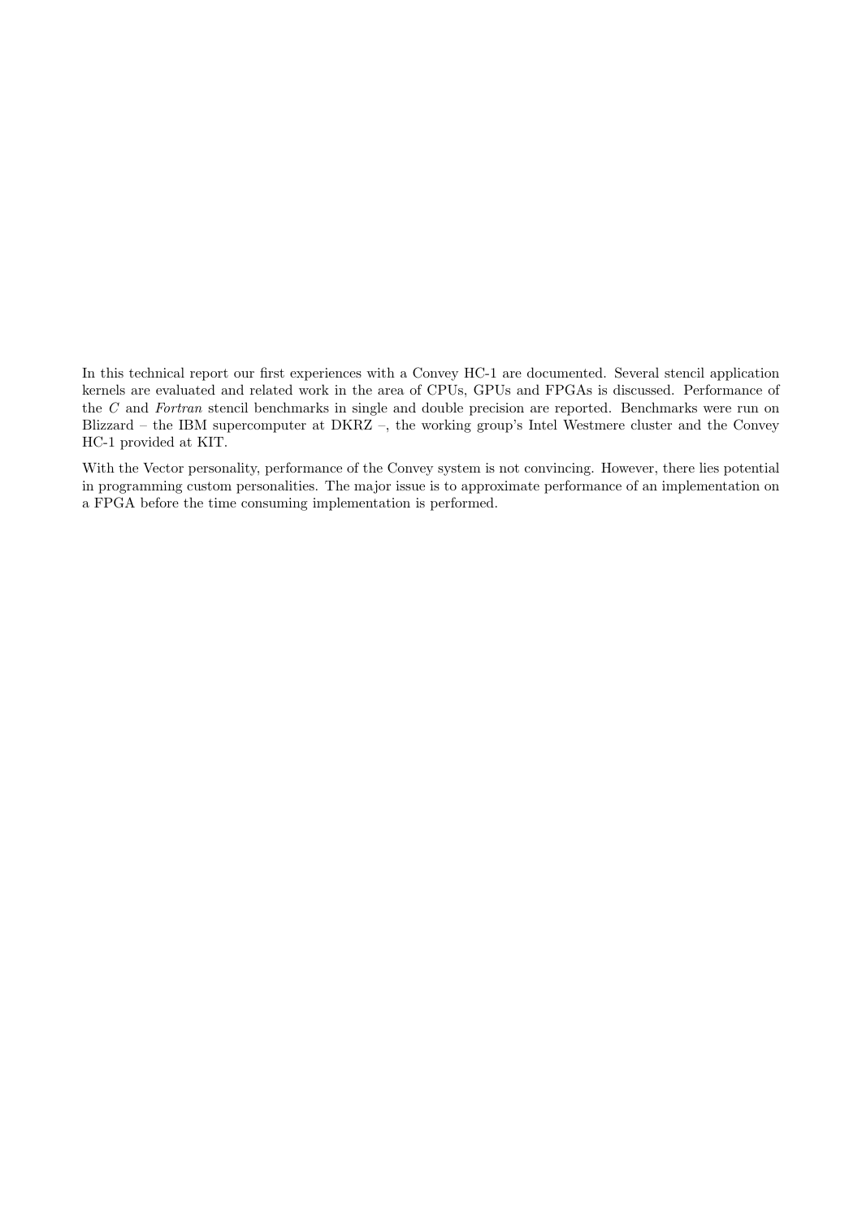In this technical report our first experiences with a Convey HC-1 are documented. Several stencil application kernels are evaluated and related work in the area of CPUs, GPUs and FPGAs is discussed. Performance of the *C* and *Fortran* stencil benchmarks in single and double precision are reported. Benchmarks were run on Blizzard – the IBM supercomputer at DKRZ –, the working group's Intel Westmere cluster and the Convey HC-1 provided at KIT.

With the Vector personality, performance of the Convey system is not convincing. However, there lies potential in programming custom personalities. The major issue is to approximate performance of an implementation on a FPGA before the time consuming implementation is performed.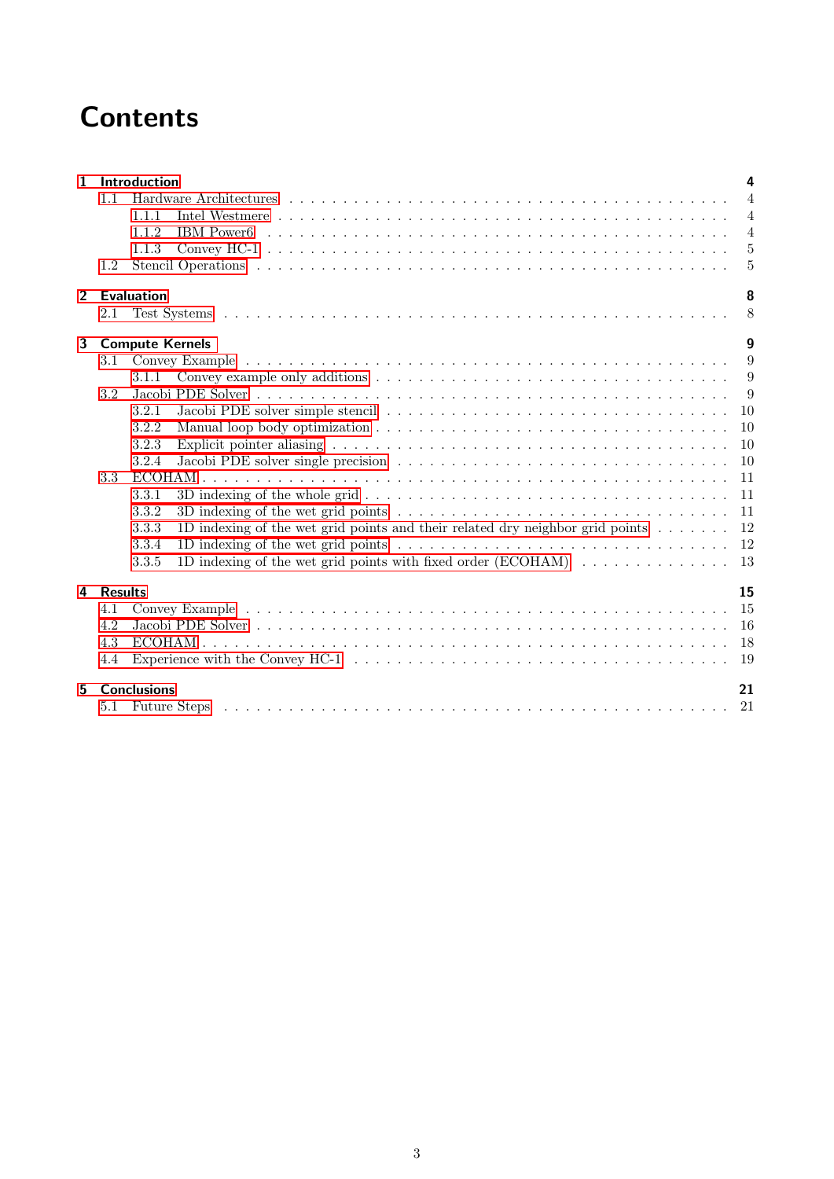# Contents

- **1 Introduction** — 4
  - 1.1 Hardware Architectures — 4
    - 1.1.1 Intel Westmere — 4
    - 1.1.2 IBM Power6 — 4
    - 1.1.3 Convey HC-1 — 5
  - 1.2 Stencil Operations — 5
- **2 Evaluation** — 8
  - 2.1 Test Systems — 8
- **3 Compute Kernels** — 9
  - 3.1 Convey Example — 9
    - 3.1.1 Convey example only additions — 9
  - 3.2 Jacobi PDE Solver — 9
    - 3.2.1 Jacobi PDE solver simple stencil — 10
    - 3.2.2 Manual loop body optimization — 10
    - 3.2.3 Explicit pointer aliasing — 10
    - 3.2.4 Jacobi PDE solver single precision — 10
  - 3.3 ECOHAM — 11
    - 3.3.1 3D indexing of the whole grid — 11
    - 3.3.2 3D indexing of the wet grid points — 11
    - 3.3.3 1D indexing of the wet grid points and their related dry neighbor grid points — 12
    - 3.3.4 1D indexing of the wet grid points — 12
    - 3.3.5 1D indexing of the wet grid points with fixed order (ECOHAM) — 13
- **4 Results** — 15
  - 4.1 Convey Example — 15
  - 4.2 Jacobi PDE Solver — 16
  - 4.3 ECOHAM — 18
  - 4.4 Experience with the Convey HC-1 — 19
- **5 Conclusions** — 21
  - 5.1 Future Steps — 21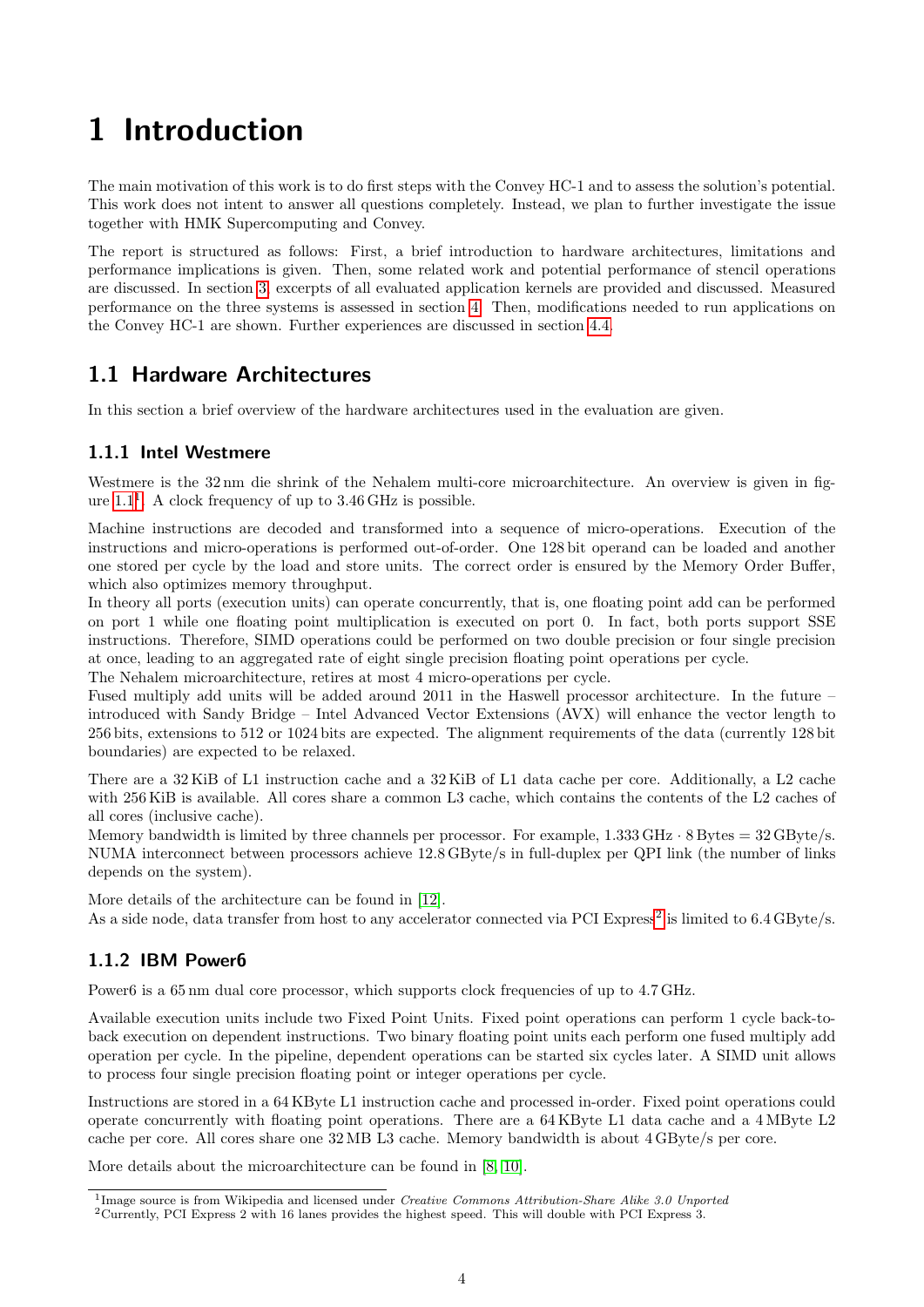# 1 Introduction

The main motivation of this work is to do first steps with the Convey HC-1 and to assess the solution's potential. This work does not intent to answer all questions completely. Instead, we plan to further investigate the issue together with HMK Supercomputing and Convey.

The report is structured as follows: First, a brief introduction to hardware architectures, limitations and performance implications is given. Then, some related work and potential performance of stencil operations are discussed. In section 3, excerpts of all evaluated application kernels are provided and discussed. Measured performance on the three systems is assessed in section 4. Then, modifications needed to run applications on the Convey HC-1 are shown. Further experiences are discussed in section 4.4.

## 1.1 Hardware Architectures

In this section a brief overview of the hardware architectures used in the evaluation are given.

### 1.1.1 Intel Westmere

Westmere is the 32 nm die shrink of the Nehalem multi-core microarchitecture. An overview is given in figure 1.1[1]. A clock frequency of up to 3.46 GHz is possible.

Machine instructions are decoded and transformed into a sequence of micro-operations. Execution of the instructions and micro-operations is performed out-of-order. One 128 bit operand can be loaded and another one stored per cycle by the load and store units. The correct order is ensured by the Memory Order Buffer, which also optimizes memory throughput.

In theory all ports (execution units) can operate concurrently, that is, one floating point add can be performed on port 1 while one floating point multiplication is executed on port 0. In fact, both ports support SSE instructions. Therefore, SIMD operations could be performed on two double precision or four single precision at once, leading to an aggregated rate of eight single precision floating point operations per cycle.

The Nehalem microarchitecture, retires at most 4 micro-operations per cycle.

Fused multiply add units will be added around 2011 in the Haswell processor architecture. In the future – introduced with Sandy Bridge – Intel Advanced Vector Extensions (AVX) will enhance the vector length to 256 bits, extensions to 512 or 1024 bits are expected. The alignment requirements of the data (currently 128 bit boundaries) are expected to be relaxed.

There are a 32 KiB of L1 instruction cache and a 32 KiB of L1 data cache per core. Additionally, a L2 cache with 256 KiB is available. All cores share a common L3 cache, which contains the contents of the L2 caches of all cores (inclusive cache).

Memory bandwidth is limited by three channels per processor. For example, $1.333\,\text{GHz} \cdot 8\,\text{Bytes} = 32\,\text{GByte/s}$.

NUMA interconnect between processors achieve 12.8 GByte/s in full-duplex per QPI link (the number of links depends on the system).

More details of the architecture can be found in [12].

As a side node, data transfer from host to any accelerator connected via PCI Express[2] is limited to 6.4 GByte/s.

### 1.1.2 IBM Power6

Power6 is a 65 nm dual core processor, which supports clock frequencies of up to 4.7 GHz.

Available execution units include two Fixed Point Units. Fixed point operations can perform 1 cycle back-to-back execution on dependent instructions. Two binary floating point units each perform one fused multiply add operation per cycle. In the pipeline, dependent operations can be started six cycles later. A SIMD unit allows to process four single precision floating point or integer operations per cycle.

Instructions are stored in a 64 KByte L1 instruction cache and processed in-order. Fixed point operations could operate concurrently with floating point operations. There are a 64 KByte L1 data cache and a 4 MByte L2 cache per core. All cores share one 32 MB L3 cache. Memory bandwidth is about 4 GByte/s per core.

More details about the microarchitecture can be found in [8, 10].

---

[1] Image source is from Wikipedia and licensed under *Creative Commons Attribution-Share Alike 3.0 Unported*

[2] Currently, PCI Express 2 with 16 lanes provides the highest speed. This will double with PCI Express 3.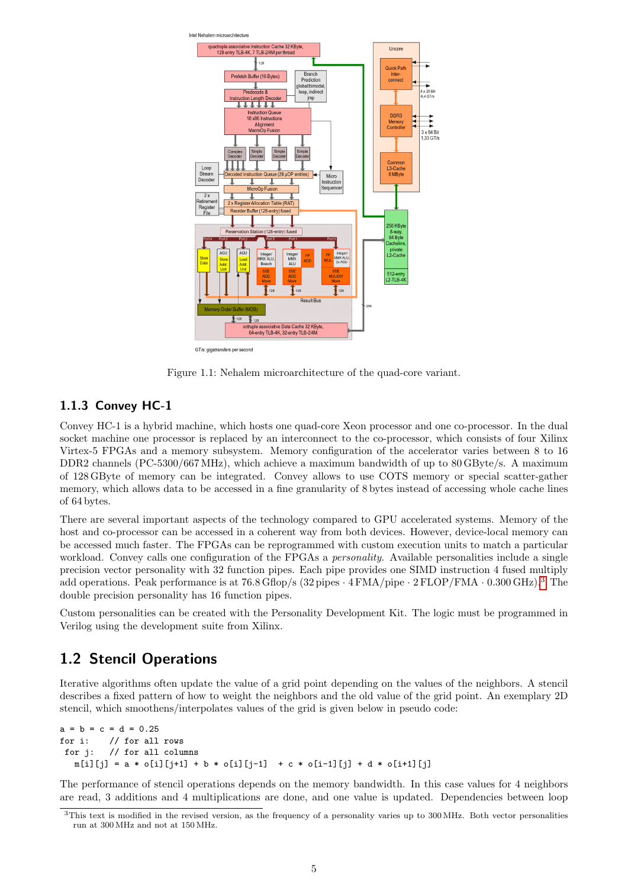Figure 1.1: Nehalem microarchitecture of the quad-core variant.

### 1.1.3 Convey HC-1

Convey HC-1 is a hybrid machine, which hosts one quad-core Xeon processor and one co-processor. In the dual socket machine one processor is replaced by an interconnect to the co-processor, which consists of four Xilinx Virtex-5 FPGAs and a memory subsystem. Memory configuration of the accelerator varies between 8 to 16 DDR2 channels (PC-5300/667 MHz), which achieve a maximum bandwidth of up to 80 GByte/s. A maximum of 128 GByte of memory can be integrated. Convey allows to use COTS memory or special scatter-gather memory, which allows data to be accessed in a fine granularity of 8 bytes instead of accessing whole cache lines of 64 bytes.

There are several important aspects of the technology compared to GPU accelerated systems. Memory of the host and co-processor can be accessed in a coherent way from both devices. However, device-local memory can be accessed much faster. The FPGAs can be reprogrammed with custom execution units to match a particular workload. Convey calls one configuration of the FPGAs a *personality*. Available personalities include a single precision vector personality with 32 function pipes. Each pipe provides one SIMD instruction 4 fused multiply add operations. Peak performance is at 76.8 Gflop/s (32 pipes · 4 FMA/pipe · 2 FLOP/FMA · 0.300 GHz).[3] The double precision personality has 16 function pipes.

Custom personalities can be created with the Personality Development Kit. The logic must be programmed in Verilog using the development suite from Xilinx.

## 1.2 Stencil Operations

Iterative algorithms often update the value of a grid point depending on the values of the neighbors. A stencil describes a fixed pattern of how to weight the neighbors and the old value of the grid point. An exemplary 2D stencil, which smoothens/interpolates values of the grid is given below in pseudo code:

```
a = b = c = d = 0.25
for i:    // for all rows
 for j:   // for all columns
   m[i][j] = a * o[i][j+1] + b * o[i][j-1]  + c * o[i-1][j] + d * o[i+1][j]
```

The performance of stencil operations depends on the memory bandwidth. In this case values for 4 neighbors are read, 3 additions and 4 multiplications are done, and one value is updated. Dependencies between loop

[3] This text is modified in the revised version, as the frequency of a personality varies up to 300 MHz. Both vector personalities run at 300 MHz and not at 150 MHz.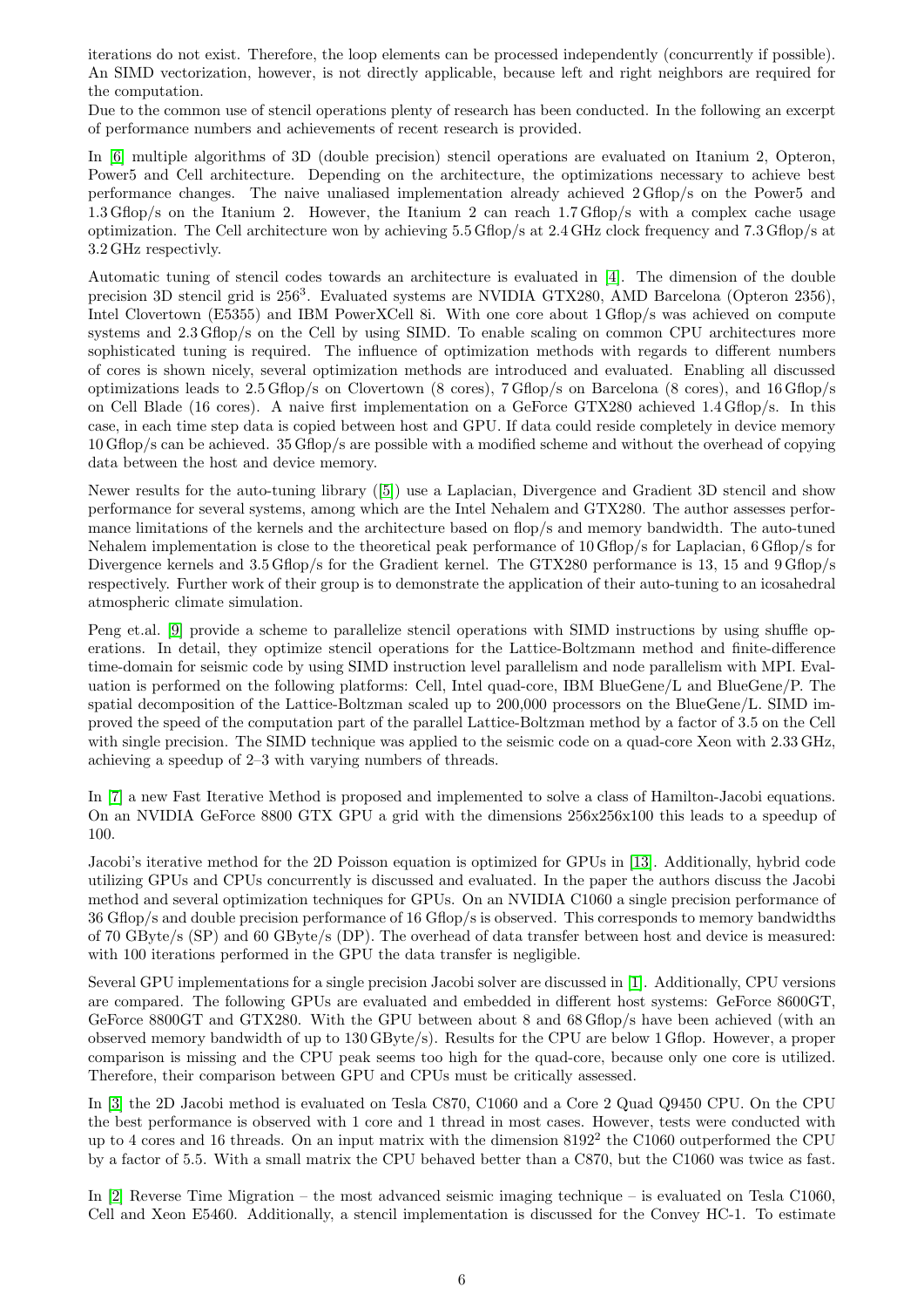iterations do not exist. Therefore, the loop elements can be processed independently (concurrently if possible). An SIMD vectorization, however, is not directly applicable, because left and right neighbors are required for the computation.

Due to the common use of stencil operations plenty of research has been conducted. In the following an excerpt of performance numbers and achievements of recent research is provided.

In [6] multiple algorithms of 3D (double precision) stencil operations are evaluated on Itanium 2, Opteron, Power5 and Cell architecture. Depending on the architecture, the optimizations necessary to achieve best performance changes. The naive unaliased implementation already achieved 2 Gflop/s on the Power5 and 1.3 Gflop/s on the Itanium 2. However, the Itanium 2 can reach 1.7 Gflop/s with a complex cache usage optimization. The Cell architecture won by achieving 5.5 Gflop/s at 2.4 GHz clock frequency and 7.3 Gflop/s at 3.2 GHz respectivly.

Automatic tuning of stencil codes towards an architecture is evaluated in [4]. The dimension of the double precision 3D stencil grid is $256^3$. Evaluated systems are NVIDIA GTX280, AMD Barcelona (Opteron 2356), Intel Clovertown (E5355) and IBM PowerXCell 8i. With one core about 1 Gflop/s was achieved on compute systems and 2.3 Gflop/s on the Cell by using SIMD. To enable scaling on common CPU architectures more sophisticated tuning is required. The influence of optimization methods with regards to different numbers of cores is shown nicely, several optimization methods are introduced and evaluated. Enabling all discussed optimizations leads to 2.5 Gflop/s on Clovertown (8 cores), 7 Gflop/s on Barcelona (8 cores), and 16 Gflop/s on Cell Blade (16 cores). A naive first implementation on a GeForce GTX280 achieved 1.4 Gflop/s. In this case, in each time step data is copied between host and GPU. If data could reside completely in device memory 10 Gflop/s can be achieved. 35 Gflop/s are possible with a modified scheme and without the overhead of copying data between the host and device memory.

Newer results for the auto-tuning library ([5]) use a Laplacian, Divergence and Gradient 3D stencil and show performance for several systems, among which are the Intel Nehalem and GTX280. The author assesses performance limitations of the kernels and the architecture based on flop/s and memory bandwidth. The auto-tuned Nehalem implementation is close to the theoretical peak performance of 10 Gflop/s for Laplacian, 6 Gflop/s for Divergence kernels and 3.5 Gflop/s for the Gradient kernel. The GTX280 performance is 13, 15 and 9 Gflop/s respectively. Further work of their group is to demonstrate the application of their auto-tuning to an icosahedral atmospheric climate simulation.

Peng et.al. [9] provide a scheme to parallelize stencil operations with SIMD instructions by using shuffle operations. In detail, they optimize stencil operations for the Lattice-Boltzmann method and finite-difference time-domain for seismic code by using SIMD instruction level parallelism and node parallelism with MPI. Evaluation is performed on the following platforms: Cell, Intel quad-core, IBM BlueGene/L and BlueGene/P. The spatial decomposition of the Lattice-Boltzman scaled up to 200,000 processors on the BlueGene/L. SIMD improved the speed of the computation part of the parallel Lattice-Boltzman method by a factor of 3.5 on the Cell with single precision. The SIMD technique was applied to the seismic code on a quad-core Xeon with 2.33 GHz, achieving a speedup of 2–3 with varying numbers of threads.

In [7] a new Fast Iterative Method is proposed and implemented to solve a class of Hamilton-Jacobi equations. On an NVIDIA GeForce 8800 GTX GPU a grid with the dimensions 256x256x100 this leads to a speedup of 100.

Jacobi's iterative method for the 2D Poisson equation is optimized for GPUs in [13]. Additionally, hybrid code utilizing GPUs and CPUs concurrently is discussed and evaluated. In the paper the authors discuss the Jacobi method and several optimization techniques for GPUs. On an NVIDIA C1060 a single precision performance of 36 Gflop/s and double precision performance of 16 Gflop/s is observed. This corresponds to memory bandwidths of 70 GByte/s (SP) and 60 GByte/s (DP). The overhead of data transfer between host and device is measured: with 100 iterations performed in the GPU the data transfer is negligible.

Several GPU implementations for a single precision Jacobi solver are discussed in [1]. Additionally, CPU versions are compared. The following GPUs are evaluated and embedded in different host systems: GeForce 8600GT, GeForce 8800GT and GTX280. With the GPU between about 8 and 68 Gflop/s have been achieved (with an observed memory bandwidth of up to 130 GByte/s). Results for the CPU are below 1 Gflop. However, a proper comparison is missing and the CPU peak seems too high for the quad-core, because only one core is utilized. Therefore, their comparison between GPU and CPUs must be critically assessed.

In [3] the 2D Jacobi method is evaluated on Tesla C870, C1060 and a Core 2 Quad Q9450 CPU. On the CPU the best performance is observed with 1 core and 1 thread in most cases. However, tests were conducted with up to 4 cores and 16 threads. On an input matrix with the dimension $8192^2$ the C1060 outperformed the CPU by a factor of 5.5. With a small matrix the CPU behaved better than a C870, but the C1060 was twice as fast.

In [2] Reverse Time Migration – the most advanced seismic imaging technique – is evaluated on Tesla C1060, Cell and Xeon E5460. Additionally, a stencil implementation is discussed for the Convey HC-1. To estimate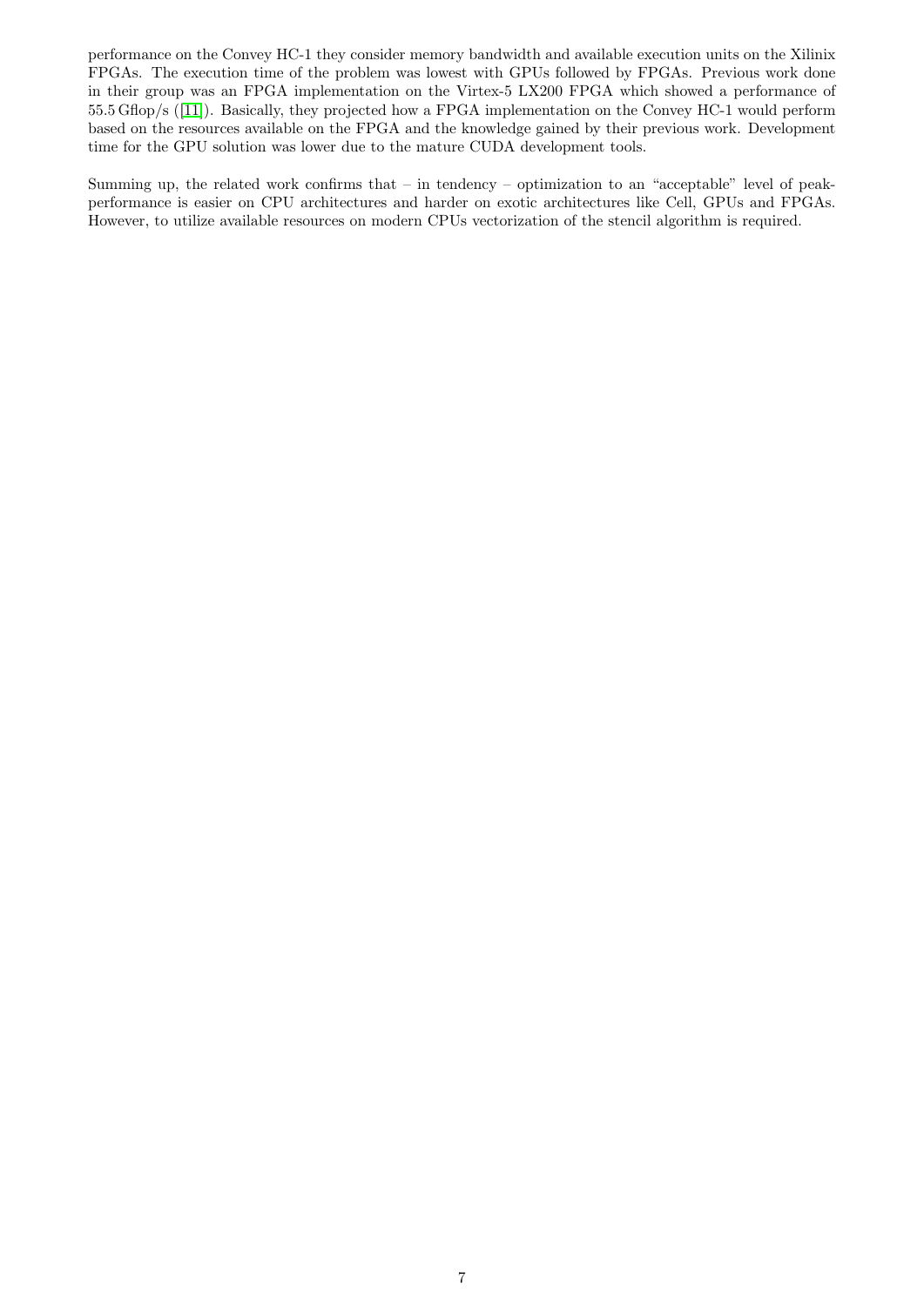performance on the Convey HC-1 they consider memory bandwidth and available execution units on the Xilinix FPGAs. The execution time of the problem was lowest with GPUs followed by FPGAs. Previous work done in their group was an FPGA implementation on the Virtex-5 LX200 FPGA which showed a performance of 55.5 Gflop/s ([11]). Basically, they projected how a FPGA implementation on the Convey HC-1 would perform based on the resources available on the FPGA and the knowledge gained by their previous work. Development time for the GPU solution was lower due to the mature CUDA development tools.

Summing up, the related work confirms that – in tendency – optimization to an "acceptable" level of peak-performance is easier on CPU architectures and harder on exotic architectures like Cell, GPUs and FPGAs. However, to utilize available resources on modern CPUs vectorization of the stencil algorithm is required.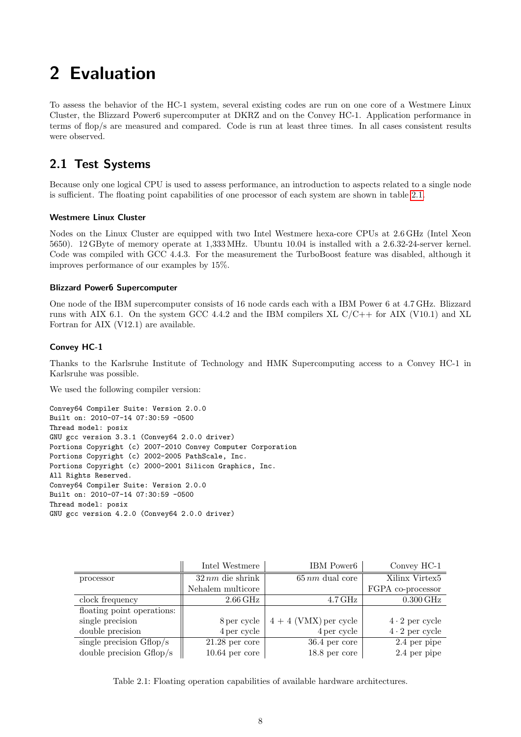# 2 Evaluation

To assess the behavior of the HC-1 system, several existing codes are run on one core of a Westmere Linux Cluster, the Blizzard Power6 supercomputer at DKRZ and on the Convey HC-1. Application performance in terms of flop/s are measured and compared. Code is run at least three times. In all cases consistent results were observed.

## 2.1 Test Systems

Because only one logical CPU is used to assess performance, an introduction to aspects related to a single node is sufficient. The floating point capabilities of one processor of each system are shown in table 2.1.

#### Westmere Linux Cluster

Nodes on the Linux Cluster are equipped with two Intel Westmere hexa-core CPUs at 2.6 GHz (Intel Xeon 5650). 12 GByte of memory operate at 1,333 MHz. Ubuntu 10.04 is installed with a 2.6.32-24-server kernel. Code was compiled with GCC 4.4.3. For the measurement the TurboBoost feature was disabled, although it improves performance of our examples by 15%.

#### Blizzard Power6 Supercomputer

One node of the IBM supercomputer consists of 16 node cards each with a IBM Power 6 at 4.7 GHz. Blizzard runs with AIX 6.1. On the system GCC 4.4.2 and the IBM compilers XL C/C++ for AIX (V10.1) and XL Fortran for AIX (V12.1) are available.

#### Convey HC-1

Thanks to the Karlsruhe Institute of Technology and HMK Supercomputing access to a Convey HC-1 in Karlsruhe was possible.

We used the following compiler version:

```
Convey64 Compiler Suite: Version 2.0.0
Built on: 2010-07-14 07:30:59 -0500
Thread model: posix
GNU gcc version 3.3.1 (Convey64 2.0.0 driver)
Portions Copyright (c) 2007-2010 Convey Computer Corporation
Portions Copyright (c) 2002-2005 PathScale, Inc.
Portions Copyright (c) 2000-2001 Silicon Graphics, Inc.
All Rights Reserved.
Convey64 Compiler Suite: Version 2.0.0
Built on: 2010-07-14 07:30:59 -0500
Thread model: posix
GNU gcc version 4.2.0 (Convey64 2.0.0 driver)
```

| | Intel Westmere | IBM Power6 | Convey HC-1 |
|---|---|---|---|
| processor | $32\,nm$ die shrink Nehalem multicore | $65\,nm$ dual core | Xilinx Virtex5 FPGA co-processor |
| clock frequency | 2.66 GHz | 4.7 GHz | 0.300 GHz |
| floating point operations: | | | |
| single precision | 8 per cycle | 4 + 4 (VMX) per cycle | $4 \cdot 2$ per cycle |
| double precision | 4 per cycle | 4 per cycle | $4 \cdot 2$ per cycle |
| single precision Gflop/s | 21.28 per core | 36.4 per core | 2.4 per pipe |
| double precision Gflop/s | 10.64 per core | 18.8 per core | 2.4 per pipe |

Table 2.1: Floating operation capabilities of available hardware architectures.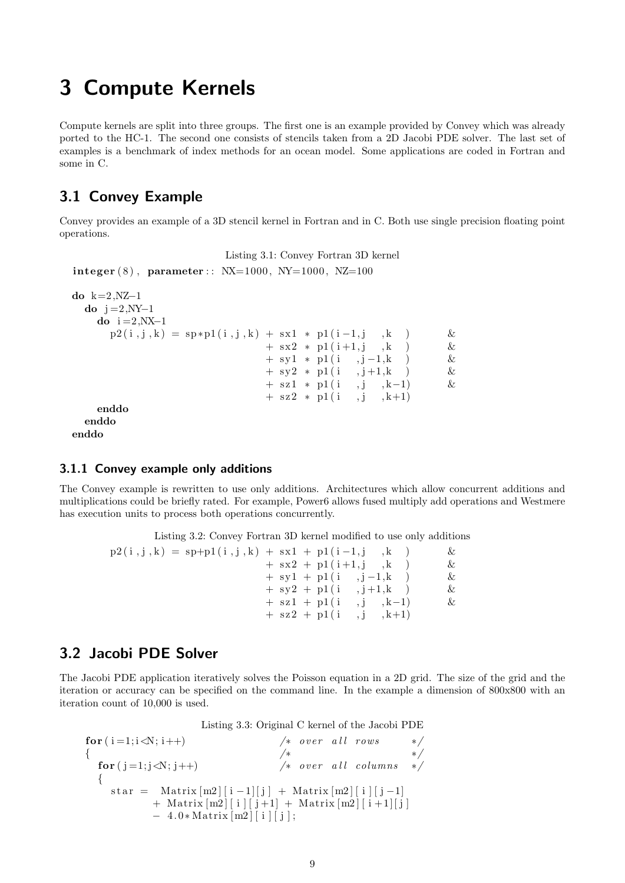# 3 Compute Kernels

Compute kernels are split into three groups. The first one is an example provided by Convey which was already ported to the HC-1. The second one consists of stencils taken from a 2D Jacobi PDE solver. The last set of examples is a benchmark of index methods for an ocean model. Some applications are coded in Fortran and some in C.

## 3.1 Convey Example

Convey provides an example of a 3D stencil kernel in Fortran and in C. Both use single precision floating point operations.

Listing 3.1: Convey Fortran 3D kernel

```fortran
integer(8), parameter:: NX=1000, NY=1000, NZ=100

do k=2,NZ-1
  do j=2,NY-1
    do i=2,NX-1
      p2(i,j,k) = sp*p1(i,j,k) + sx1 * p1(i-1,j  ,k  )     &
                               + sx2 * p1(i+1,j  ,k  )     &
                               + sy1 * p1(i  ,j-1,k  )     &
                               + sy2 * p1(i  ,j+1,k  )     &
                               + sz1 * p1(i  ,j  ,k-1)     &
                               + sz2 * p1(i  ,j  ,k+1)
    enddo
  enddo
enddo
```

### 3.1.1 Convey example only additions

The Convey example is rewritten to use only additions. Architectures which allow concurrent additions and multiplications could be briefly rated. For example, Power6 allows fused multiply add operations and Westmere has execution units to process both operations concurrently.

Listing 3.2: Convey Fortran 3D kernel modified to use only additions

```fortran
p2(i,j,k) = sp+p1(i,j,k) + sx1 + p1(i-1,j  ,k  )     &
                         + sx2 + p1(i+1,j  ,k  )     &
                         + sy1 + p1(i  ,j-1,k  )     &
                         + sy2 + p1(i  ,j+1,k  )     &
                         + sz1 + p1(i  ,j  ,k-1)     &
                         + sz2 + p1(i  ,j  ,k+1)
```

## 3.2 Jacobi PDE Solver

The Jacobi PDE application iteratively solves the Poisson equation in a 2D grid. The size of the grid and the iteration or accuracy can be specified on the command line. In the example a dimension of 800x800 with an iteration count of 10,000 is used.

Listing 3.3: Original C kernel of the Jacobi PDE

```c
for(i=1;i<N; i++)                    /* over all rows      */
{                                    /*                    */
  for(j=1;j<N; j++)                  /* over all columns   */
  {
    star =  Matrix[m2][i-1][j] + Matrix[m2][i][j-1]
          + Matrix[m2][i][j+1] + Matrix[m2][i+1][j]
          - 4.0*Matrix[m2][i][j];
```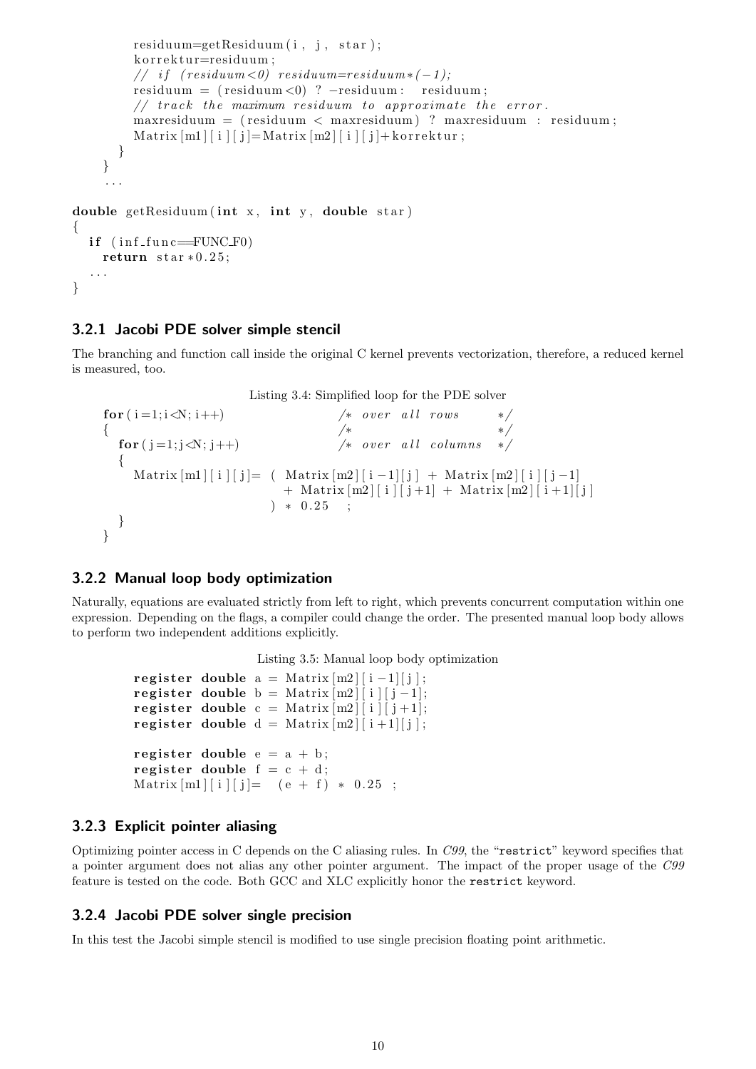```
        residuum=getResiduum(i, j, star);
        korrektur=residuum;
        // if (residuum<0) residuum=residuum*(-1);
        residuum = (residuum<0) ? -residuum:  residuum;
        // track the maximum residuum to approximate the error.
        maxresiduum = (residuum < maxresiduum) ? maxresiduum : residuum;
        Matrix[m1][i][j]=Matrix[m2][i][j]+korrektur;
      }
    }
    ...

double getResiduum(int x, int y, double star)
{
  if (inf_func==FUNC_F0)
    return star*0.25;
  ...
}
```

### 3.2.1 Jacobi PDE solver simple stencil

The branching and function call inside the original C kernel prevents vectorization, therefore, a reduced kernel is measured, too.

Listing 3.4: Simplified loop for the PDE solver

```
for(i=1;i<N;i++)                    /* over all rows      */
{                                   /*                    */
  for(j=1;j<N;j++)                  /* over all columns   */
  {
    Matrix[m1][i][j]= ( Matrix[m2][i-1][j] + Matrix[m2][i][j-1]
                      + Matrix[m2][i][j+1] + Matrix[m2][i+1][j]
                    ) * 0.25   ;
  }
}
```

### 3.2.2 Manual loop body optimization

Naturally, equations are evaluated strictly from left to right, which prevents concurrent computation within one expression. Depending on the flags, a compiler could change the order. The presented manual loop body allows to perform two independent additions explicitly.

Listing 3.5: Manual loop body optimization

```
register double a = Matrix[m2][i-1][j];
register double b = Matrix[m2][i][j-1];
register double c = Matrix[m2][i][j+1];
register double d = Matrix[m2][i+1][j];

register double e = a + b;
register double f = c + d;
Matrix[m1][i][j]=  (e + f) * 0.25  ;
```

### 3.2.3 Explicit pointer aliasing

Optimizing pointer access in C depends on the C aliasing rules. In *C99*, the "`restrict`" keyword specifies that a pointer argument does not alias any other pointer argument. The impact of the proper usage of the *C99* feature is tested on the code. Both GCC and XLC explicitly honor the `restrict` keyword.

### 3.2.4 Jacobi PDE solver single precision

In this test the Jacobi simple stencil is modified to use single precision floating point arithmetic.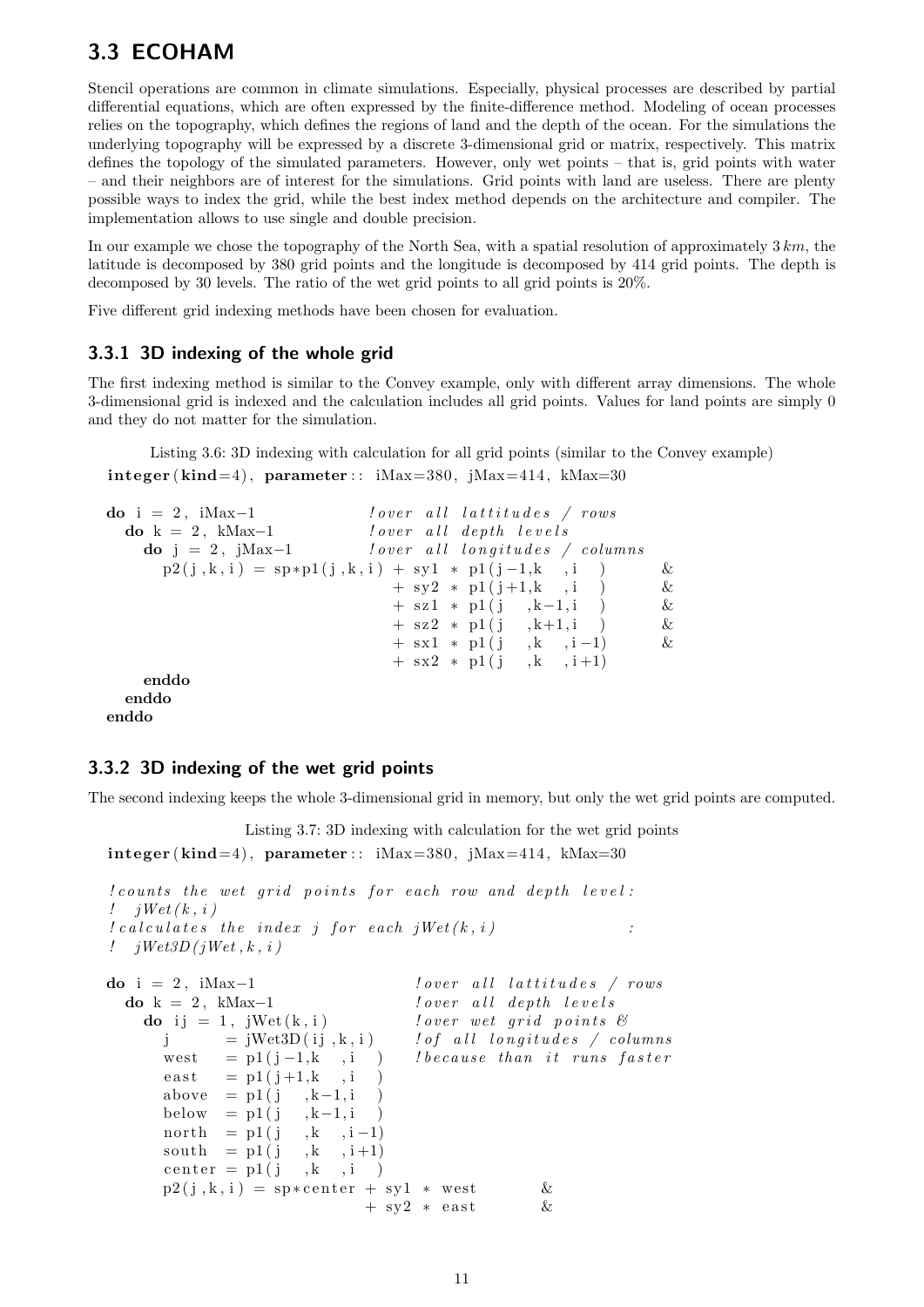## 3.3 ECOHAM

Stencil operations are common in climate simulations. Especially, physical processes are described by partial differential equations, which are often expressed by the finite-difference method. Modeling of ocean processes relies on the topography, which defines the regions of land and the depth of the ocean. For the simulations the underlying topography will be expressed by a discrete 3-dimensional grid or matrix, respectively. This matrix defines the topology of the simulated parameters. However, only wet points – that is, grid points with water – and their neighbors are of interest for the simulations. Grid points with land are useless. There are plenty possible ways to index the grid, while the best index method depends on the architecture and compiler. The implementation allows to use single and double precision.

In our example we chose the topography of the North Sea, with a spatial resolution of approximately 3 $km$, the latitude is decomposed by 380 grid points and the longitude is decomposed by 414 grid points. The depth is decomposed by 30 levels. The ratio of the wet grid points to all grid points is 20%.

Five different grid indexing methods have been chosen for evaluation.

### 3.3.1 3D indexing of the whole grid

The first indexing method is similar to the Convey example, only with different array dimensions. The whole 3-dimensional grid is indexed and the calculation includes all grid points. Values for land points are simply 0 and they do not matter for the simulation.

Listing 3.6: 3D indexing with calculation for all grid points (similar to the Convey example)

```
integer(kind=4), parameter :: iMax=380, jMax=414, kMax=30

do i = 2, iMax-1                 !over all lattitudes / rows
  do k = 2, kMax-1               !over all depth levels
    do j = 2, jMax-1             !over all longitudes / columns
      p2(j,k,i) = sp*p1(j,k,i) + sy1 * p1(j-1,k   ,i   )      &
                               + sy2 * p1(j+1,k   ,i   )      &
                               + sz1 * p1(j   ,k-1,i   )      &
                               + sz2 * p1(j   ,k+1,i   )      &
                               + sx1 * p1(j   ,k   ,i-1)      &
                               + sx2 * p1(j   ,k   ,i+1)
    enddo
  enddo
enddo
```

### 3.3.2 3D indexing of the wet grid points

The second indexing keeps the whole 3-dimensional grid in memory, but only the wet grid points are computed.

Listing 3.7: 3D indexing with calculation for the wet grid points

```
integer(kind=4), parameter :: iMax=380, jMax=414, kMax=30

!counts the wet grid points for each row and depth level:
!  jWet(k,i)
!calculates the index j for each jWet(k,i)                  :
!  jWet3D(jWet,k,i)

do i = 2, iMax-1                        !over all lattitudes / rows
  do k = 2, kMax-1                      !over all depth levels
    do ij = 1, jWet(k,i)                !over wet grid points &
      j      = jWet3D(ij,k,i)           !of all longitudes / columns
      west   = p1(j-1,k   ,i   )        !because than it runs faster
      east   = p1(j+1,k   ,i   )
      above  = p1(j   ,k-1,i   )
      below  = p1(j   ,k-1,i   )
      north  = p1(j   ,k   ,i-1)
      south  = p1(j   ,k   ,i+1)
      center = p1(j   ,k   ,i   )
      p2(j,k,i) = sp*center + sy1 * west        &
                            + sy2 * east        &
```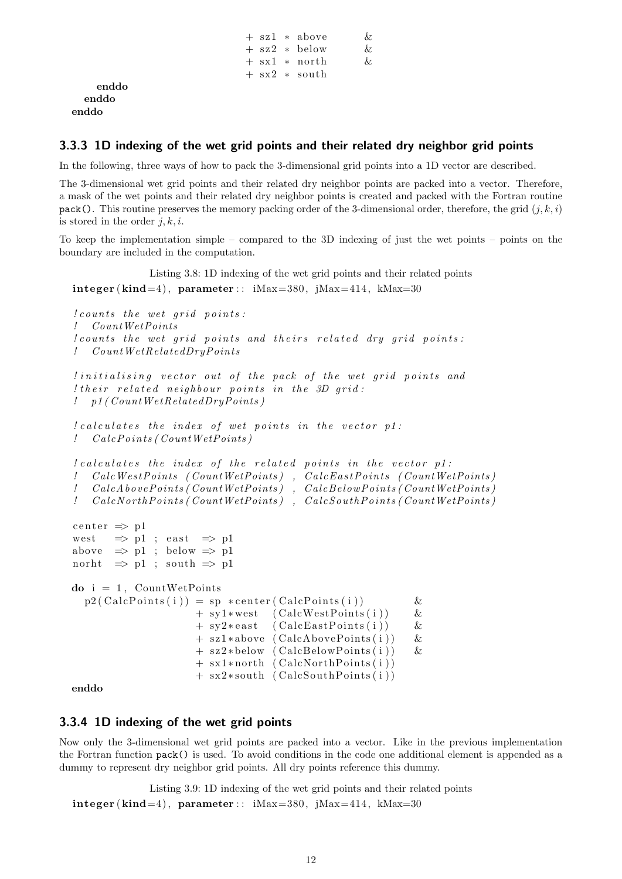```
                               + sz1 * above        &
                               + sz2 * below        &
                               + sx1 * north        &
                               + sx2 * south
    enddo
  enddo
enddo
```

### 3.3.3 1D indexing of the wet grid points and their related dry neighbor grid points

In the following, three ways of how to pack the 3-dimensional grid points into a 1D vector are described.

The 3-dimensional wet grid points and their related dry neighbor points are packed into a vector. Therefore, a mask of the wet points and their related dry neighbor points is created and packed with the Fortran routine `pack()`. This routine preserves the memory packing order of the 3-dimensional order, therefore, the grid $(j, k, i)$ is stored in the order $j, k, i$.

To keep the implementation simple – compared to the 3D indexing of just the wet points – points on the boundary are included in the computation.

Listing 3.8: 1D indexing of the wet grid points and their related points

```
integer(kind=4), parameter :: iMax=380, jMax=414, kMax=30

!counts the wet grid points:
!   CountWetPoints
!counts the wet grid points and theirs related dry grid points:
!   CountWetRelatedDryPoints

!initialising vector out of the pack of the wet grid points and
!their related neighbour points in the 3D grid:
!   p1(CountWetRelatedDryPoints)

!calculates the index of wet points in the vector p1:
!   CalcPoints(CountWetPoints)

!calculates the index of the related points in the vector p1:
!   CalcWestPoints (CountWetPoints) , CalcEastPoints (CountWetPoints)
!   CalcAbovePoints(CountWetPoints) , CalcBelowPoints(CountWetPoints)
!   CalcNorthPoints(CountWetPoints) , CalcSouthPoints(CountWetPoints)

center => p1
west   => p1 ; east  => p1
above  => p1 ; below => p1
norht  => p1 ; south => p1

do i = 1, CountWetPoints
  p2(CalcPoints(i)) = sp *center(CalcPoints(i))          &
                    + sy1*west  (CalcWestPoints(i))      &
                    + sy2*east  (CalcEastPoints(i))      &
                    + sz1*above (CalcAbovePoints(i))     &
                    + sz2*below (CalcBelowPoints(i))     &
                    + sx1*north (CalcNorthPoints(i))
                    + sx2*south (CalcSouthPoints(i))
enddo
```

### 3.3.4 1D indexing of the wet grid points

Now only the 3-dimensional wet grid points are packed into a vector. Like in the previous implementation the Fortran function `pack()` is used. To avoid conditions in the code one additional element is appended as a dummy to represent dry neighbor grid points. All dry points reference this dummy.

Listing 3.9: 1D indexing of the wet grid points and their related points

```
integer(kind=4), parameter :: iMax=380, jMax=414, kMax=30
```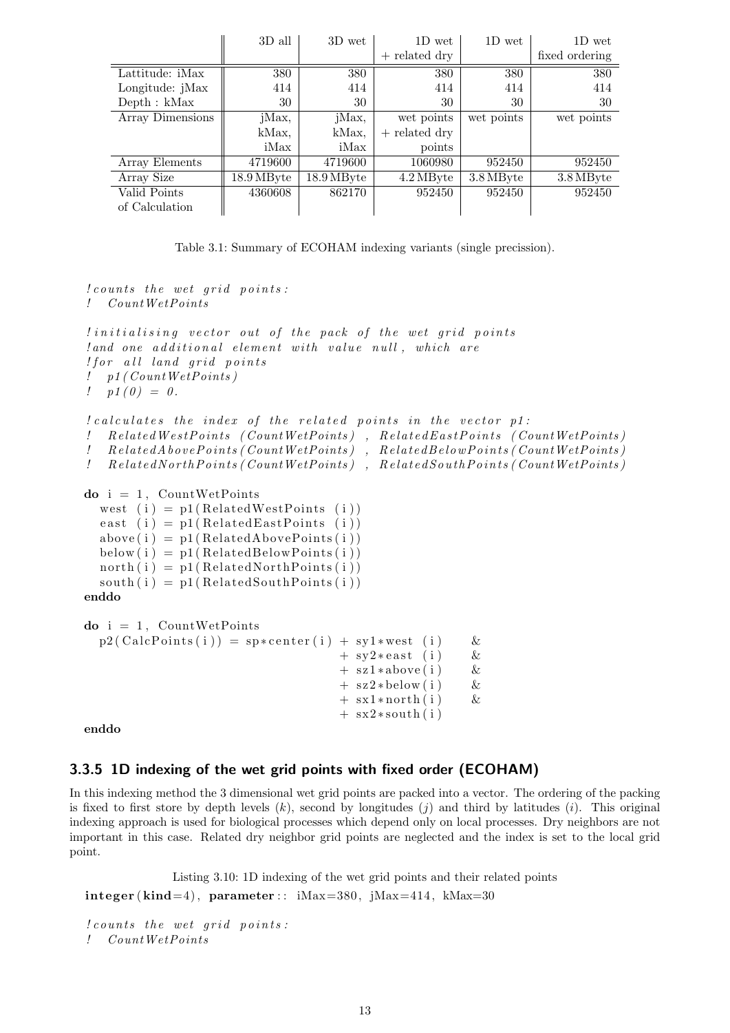| | 3D all | 3D wet | 1D wet + related dry | 1D wet | 1D wet fixed ordering |
|---|---|---|---|---|---|
| Lattitude: iMax | 380 | 380 | 380 | 380 | 380 |
| Longitude: jMax | 414 | 414 | 414 | 414 | 414 |
| Depth : kMax | 30 | 30 | 30 | 30 | 30 |
| Array Dimensions | jMax, kMax, iMax | jMax, kMax, iMax | wet points + related dry points | wet points | wet points |
| Array Elements | 4719600 | 4719600 | 1060980 | 952450 | 952450 |
| Array Size | 18.9 MByte | 18.9 MByte | 4.2 MByte | 3.8 MByte | 3.8 MByte |
| Valid Points of Calculation | 4360608 | 862170 | 952450 | 952450 | 952450 |

Table 3.1: Summary of ECOHAM indexing variants (single precission).

```
!counts the wet grid points:
!   CountWetPoints

!initialising vector out of the pack of the wet grid points
!and one additional element with value null, which are
!for all land grid points
!   p1(CountWetPoints)
!   p1(0) = 0.

!calculates the index of the related points in the vector p1:
!   RelatedWestPoints (CountWetPoints) , RelatedEastPoints (CountWetPoints)
!   RelatedAbovePoints(CountWetPoints) , RelatedBelowPoints(CountWetPoints)
!   RelatedNorthPoints(CountWetPoints) , RelatedSouthPoints(CountWetPoints)

do i = 1, CountWetPoints
   west  (i) = p1(RelatedWestPoints  (i))
   east  (i) = p1(RelatedEastPoints  (i))
   above(i) = p1(RelatedAbovePoints(i))
   below(i) = p1(RelatedBelowPoints(i))
   north(i) = p1(RelatedNorthPoints(i))
   south(i) = p1(RelatedSouthPoints(i))
enddo

do i = 1, CountWetPoints
   p2(CalcPoints(i)) = sp*center(i) + sy1*west  (i)     &
                                    + sy2*east  (i)     &
                                    + sz1*above(i)      &
                                    + sz2*below(i)      &
                                    + sx1*north(i)      &
                                    + sx2*south(i)
enddo
```

### 3.3.5 1D indexing of the wet grid points with fixed order (ECOHAM)

In this indexing method the 3 dimensional wet grid points are packed into a vector. The ordering of the packing is fixed to first store by depth levels ($k$), second by longitudes ($j$) and third by latitudes ($i$). This original indexing approach is used for biological processes which depend only on local processes. Dry neighbors are not important in this case. Related dry neighbor grid points are neglected and the index is set to the local grid point.

Listing 3.10: 1D indexing of the wet grid points and their related points

```
integer(kind=4), parameter :: iMax=380, jMax=414, kMax=30

!counts the wet grid points:
!   CountWetPoints
```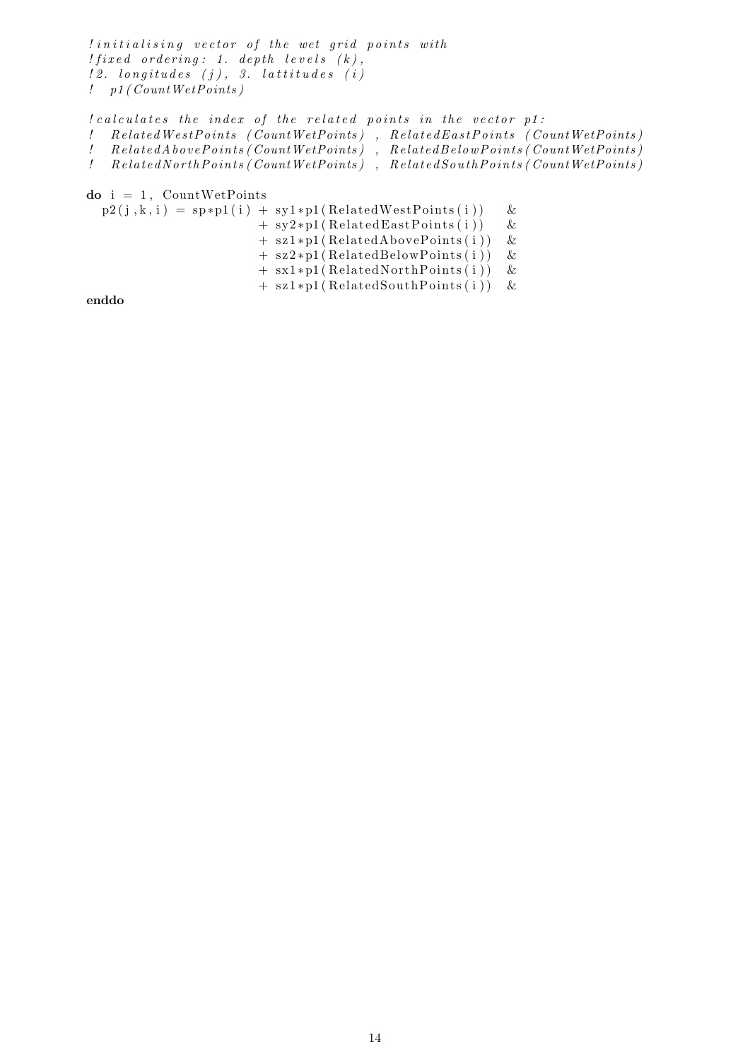```
!initialising vector of the wet grid points with
!fixed ordering: 1. depth levels (k),
!2. longitudes (j), 3. lattitudes (i)
!  p1(CountWetPoints)

!calculates the index of the related points in the vector p1:
!  RelatedWestPoints (CountWetPoints) , RelatedEastPoints (CountWetPoints)
!  RelatedAbovePoints(CountWetPoints) , RelatedBelowPoints(CountWetPoints)
!  RelatedNorthPoints(CountWetPoints) , RelatedSouthPoints(CountWetPoints)

do i = 1, CountWetPoints
  p2(j,k,i) = sp*p1(i) + sy1*p1(RelatedWestPoints(i))    &
                       + sy2*p1(RelatedEastPoints(i))    &
                       + sz1*p1(RelatedAbovePoints(i))   &
                       + sz2*p1(RelatedBelowPoints(i))   &
                       + sx1*p1(RelatedNorthPoints(i))   &
                       + sz1*p1(RelatedSouthPoints(i))   &
enddo
```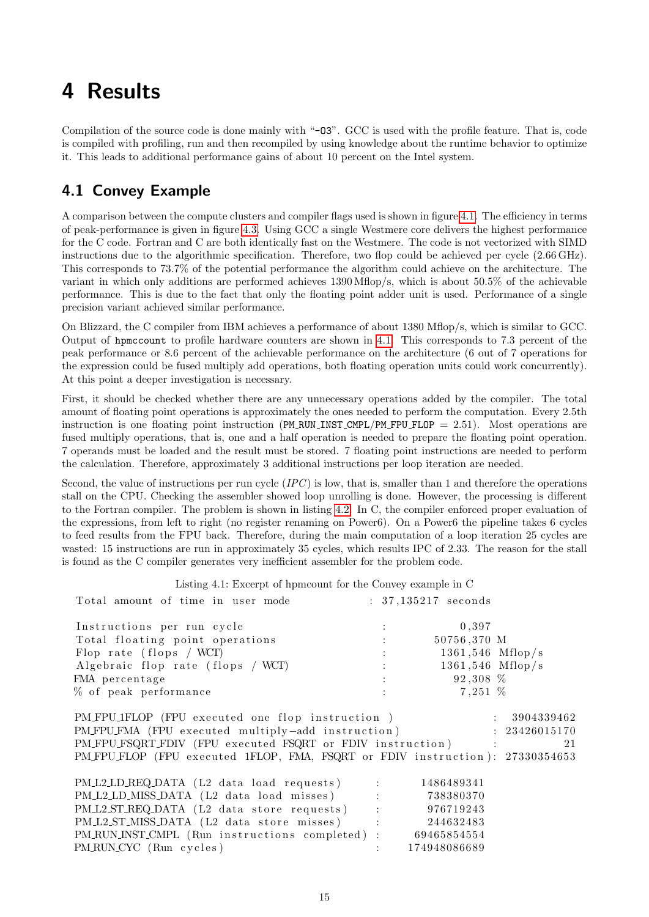# 4 Results

Compilation of the source code is done mainly with "-O3". GCC is used with the profile feature. That is, code is compiled with profiling, run and then recompiled by using knowledge about the runtime behavior to optimize it. This leads to additional performance gains of about 10 percent on the Intel system.

## 4.1 Convey Example

A comparison between the compute clusters and compiler flags used is shown in figure 4.1. The efficiency in terms of peak-performance is given in figure 4.3. Using GCC a single Westmere core delivers the highest performance for the C code. Fortran and C are both identically fast on the Westmere. The code is not vectorized with SIMD instructions due to the algorithmic specification. Therefore, two flop could be achieved per cycle (2.66 GHz). This corresponds to 73.7% of the potential performance the algorithm could achieve on the architecture. The variant in which only additions are performed achieves 1390 Mflop/s, which is about 50.5% of the achievable performance. This is due to the fact that only the floating point adder unit is used. Performance of a single precision variant achieved similar performance.

On Blizzard, the C compiler from IBM achieves a performance of about 1380 Mflop/s, which is similar to GCC. Output of `hpmccount` to profile hardware counters are shown in 4.1. This corresponds to 7.3 percent of the peak performance or 8.6 percent of the achievable performance on the architecture (6 out of 7 operations for the expression could be fused multiply add operations, both floating operation units could work concurrently). At this point a deeper investigation is necessary.

First, it should be checked whether there are any unnecessary operations added by the compiler. The total amount of floating point operations is approximately the ones needed to perform the computation. Every 2.5th instruction is one floating point instruction (PM_RUN_INST_CMPL/PM_FPU_FLOP = 2.51). Most operations are fused multiply operations, that is, one and a half operation is needed to prepare the floating point operation. 7 operands must be loaded and the result must be stored. 7 floating point instructions are needed to perform the calculation. Therefore, approximately 3 additional instructions per loop iteration are needed.

Second, the value of instructions per run cycle (*IPC*) is low, that is, smaller than 1 and therefore the operations stall on the CPU. Checking the assembler showed loop unrolling is done. However, the processing is different to the Fortran compiler. The problem is shown in listing 4.2. In C, the compiler enforced proper evaluation of the expressions, from left to right (no register renaming on Power6). On a Power6 the pipeline takes 6 cycles to feed results from the FPU back. Therefore, during the main computation of a loop iteration 25 cycles are wasted: 15 instructions are run in approximately 35 cycles, which results IPC of 2.33. The reason for the stall is found as the C compiler generates very inefficient assembler for the problem code.

Listing 4.1: Excerpt of hpmcount for the Convey example in C

```
Total amount of time in user mode            : 37,135217 seconds

Instructions per run cycle                   :        0,397
Total floating point operations              :    50756,370 M
Flop rate (flops / WCT)                      :     1361,546 Mflop/s
Algebraic flop rate (flops / WCT)            :     1361,546 Mflop/s
FMA percentage                               :       92,308 %
% of peak performance                        :        7,251 %

PM_FPU_1FLOP (FPU executed one flop instruction )                  :  3904339462
PM_FPU_FMA (FPU executed multiply-add instruction)                 : 23426015170
PM_FPU_FSQRT_FDIV (FPU executed FSQRT or FDIV instruction)         :          21
PM_FPU_FLOP (FPU executed 1FLOP, FMA, FSQRT or FDIV instruction): 27330354653

PM_L2_LD_REQ_DATA (L2 data load requests)     :     1486489341
PM_L2_LD_MISS_DATA (L2 data load misses)      :      738380370
PM_L2_ST_REQ_DATA (L2 data store requests)    :      976719243
PM_L2_ST_MISS_DATA (L2 data store misses)     :      244632483
PM_RUN_INST_CMPL (Run instructions completed) :    69465854554
PM_RUN_CYC (Run cycles)                       :   174948086689
```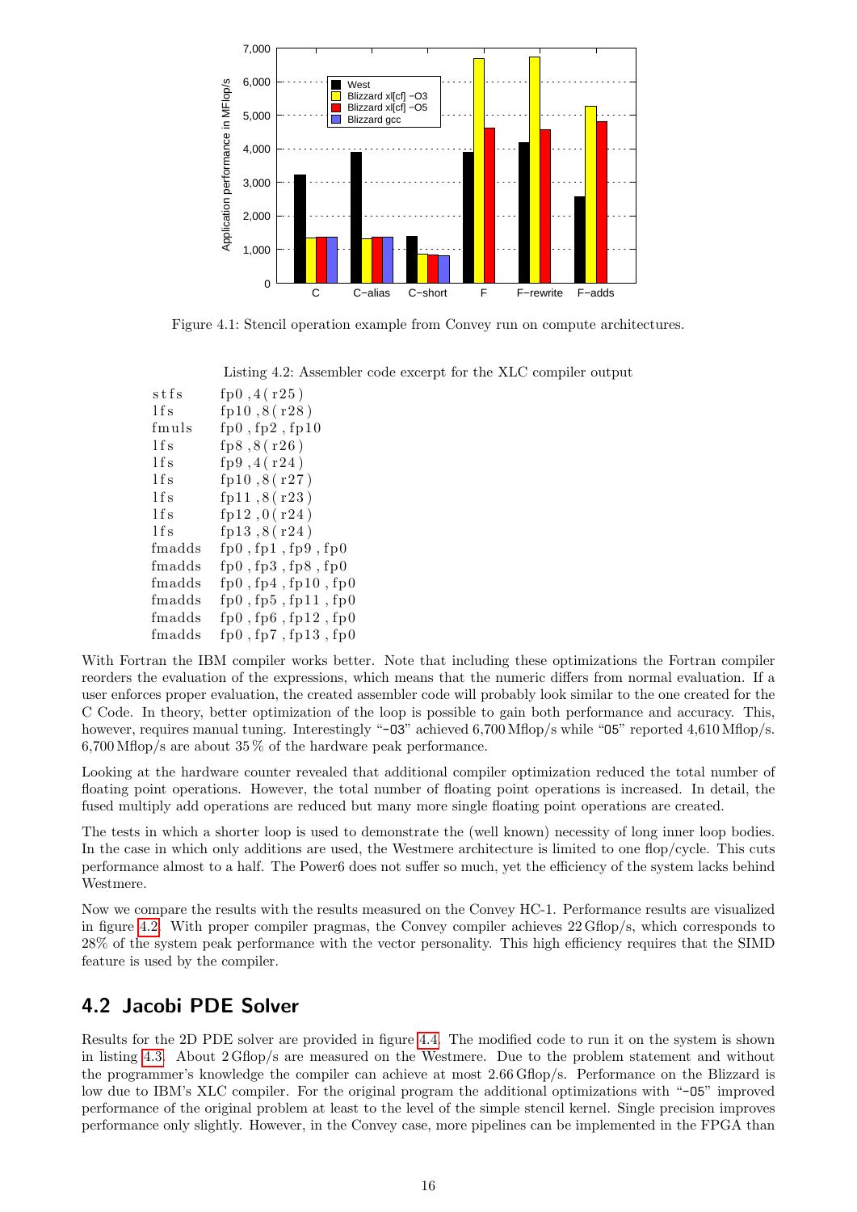Figure 4.1: Stencil operation example from Convey run on compute architectures.

Listing 4.2: Assembler code excerpt for the XLC compiler output

```
stfs    fp0 ,4(r25)
lfs     fp10 ,8(r28)
fmuls   fp0 ,fp2 ,fp10
lfs     fp8 ,8(r26)
lfs     fp9 ,4(r24)
lfs     fp10 ,8(r27)
lfs     fp11 ,8(r23)
lfs     fp12 ,0(r24)
lfs     fp13 ,8(r24)
fmadds  fp0 ,fp1 ,fp9 ,fp0
fmadds  fp0 ,fp3 ,fp8 ,fp0
fmadds  fp0 ,fp4 ,fp10 ,fp0
fmadds  fp0 ,fp5 ,fp11 ,fp0
fmadds  fp0 ,fp6 ,fp12 ,fp0
fmadds  fp0 ,fp7 ,fp13 ,fp0
```

With Fortran the IBM compiler works better. Note that including these optimizations the Fortran compiler reorders the evaluation of the expressions, which means that the numeric differs from normal evaluation. If a user enforces proper evaluation, the created assembler code will probably look similar to the one created for the C Code. In theory, better optimization of the loop is possible to gain both performance and accuracy. This, however, requires manual tuning. Interestingly "-O3" achieved 6,700 Mflop/s while "O5" reported 4,610 Mflop/s. 6,700 Mflop/s are about 35 % of the hardware peak performance.

Looking at the hardware counter revealed that additional compiler optimization reduced the total number of floating point operations. However, the total number of floating point operations is increased. In detail, the fused multiply add operations are reduced but many more single floating point operations are created.

The tests in which a shorter loop is used to demonstrate the (well known) necessity of long inner loop bodies. In the case in which only additions are used, the Westmere architecture is limited to one flop/cycle. This cuts performance almost to a half. The Power6 does not suffer so much, yet the efficiency of the system lacks behind Westmere.

Now we compare the results with the results measured on the Convey HC-1. Performance results are visualized in figure 4.2. With proper compiler pragmas, the Convey compiler achieves 22 Gflop/s, which corresponds to 28% of the system peak performance with the vector personality. This high efficiency requires that the SIMD feature is used by the compiler.

## 4.2 Jacobi PDE Solver

Results for the 2D PDE solver are provided in figure 4.4. The modified code to run it on the system is shown in listing 4.3. About 2 Gflop/s are measured on the Westmere. Due to the problem statement and without the programmer's knowledge the compiler can achieve at most 2.66 Gflop/s. Performance on the Blizzard is low due to IBM's XLC compiler. For the original program the additional optimizations with "-O5" improved performance of the original problem at least to the level of the simple stencil kernel. Single precision improves performance only slightly. However, in the Convey case, more pipelines can be implemented in the FPGA than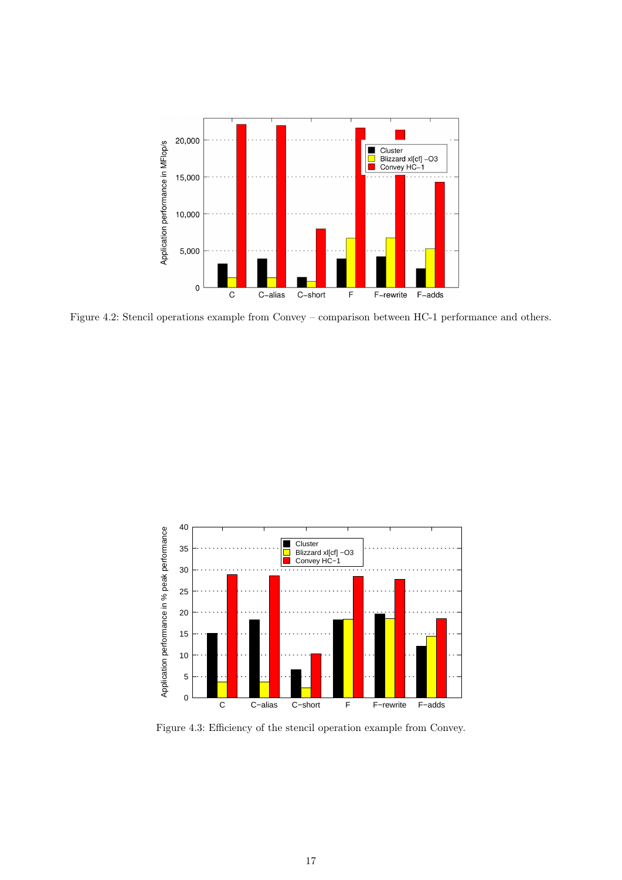Figure 4.2: Stencil operations example from Convey – comparison between HC-1 performance and others.

Figure 4.3: Efficiency of the stencil operation example from Convey.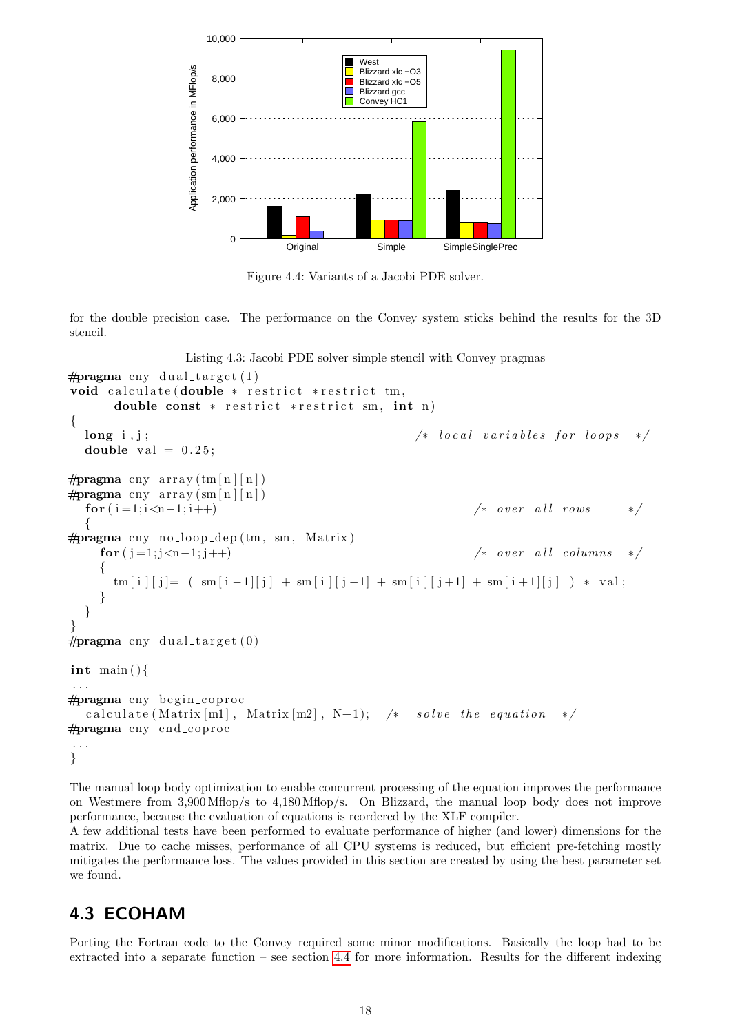Figure 4.4: Variants of a Jacobi PDE solver.

for the double precision case. The performance on the Convey system sticks behind the results for the 3D stencil.

Listing 4.3: Jacobi PDE solver simple stencil with Convey pragmas

```
#pragma cny dual_target(1)
void calculate(double * restrict *restrict tm,
      double const * restrict *restrict sm, int n)
{
  long i,j;                                          /* local variables for loops   */
  double val = 0.25;

#pragma cny array(tm[n][n])
#pragma cny array(sm[n][n])
  for(i=1;i<n-1;i++)                                    /* over all rows       */
  {
#pragma cny no_loop_dep(tm, sm, Matrix)
    for(j=1;j<n-1;j++)                                  /* over all columns    */
    {
      tm[i][j]= ( sm[i-1][j] + sm[i][j-1] + sm[i][j+1] + sm[i+1][j] ) * val;
    }
  }
}
#pragma cny dual_target(0)

int main(){
...
#pragma cny begin_coproc
  calculate(Matrix[m1], Matrix[m2], N+1);  /*  solve the equation   */
#pragma cny end_coproc
...
}
```

The manual loop body optimization to enable concurrent processing of the equation improves the performance on Westmere from 3,900 Mflop/s to 4,180 Mflop/s. On Blizzard, the manual loop body does not improve performance, because the evaluation of equations is reordered by the XLF compiler.
A few additional tests have been performed to evaluate performance of higher (and lower) dimensions for the matrix. Due to cache misses, performance of all CPU systems is reduced, but efficient pre-fetching mostly mitigates the performance loss. The values provided in this section are created by using the best parameter set we found.

## 4.3 ECOHAM

Porting the Fortran code to the Convey required some minor modifications. Basically the loop had to be extracted into a separate function – see section 4.4 for more information. Results for the different indexing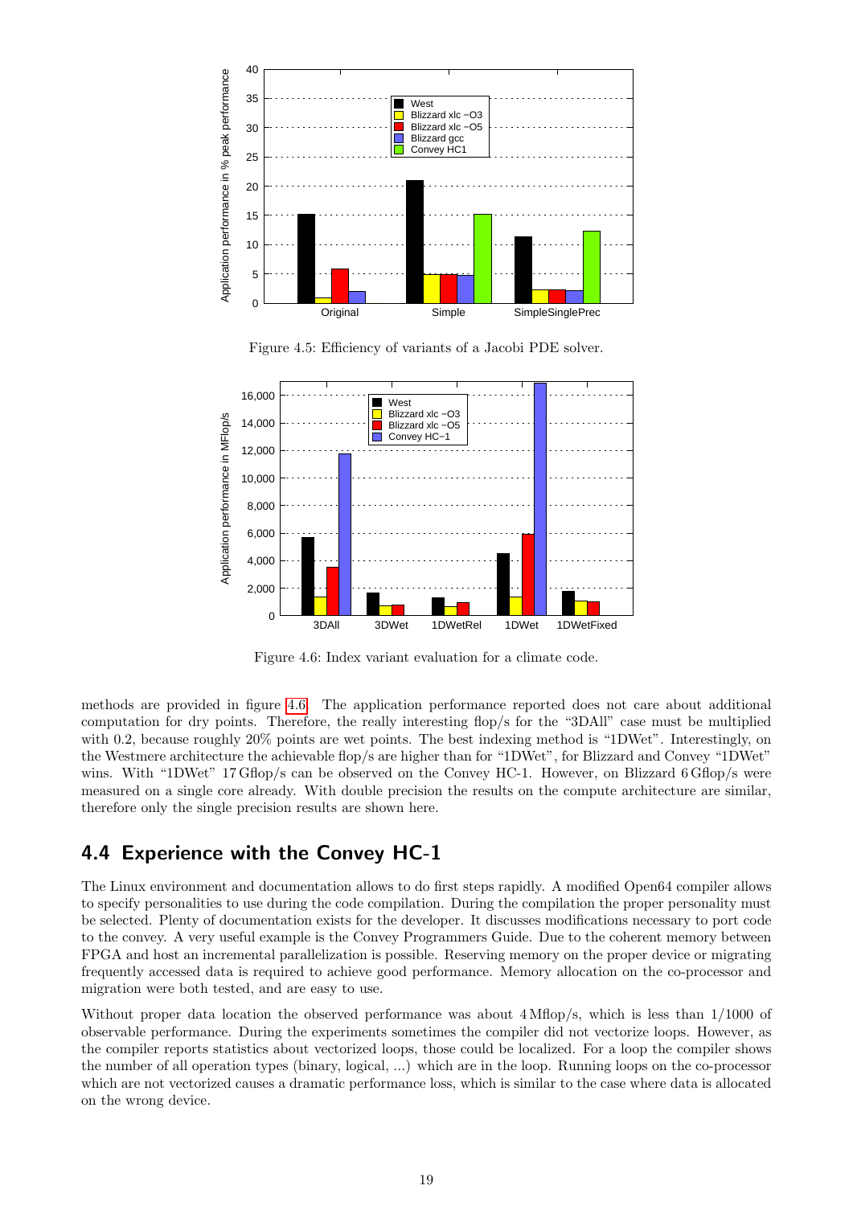Figure 4.5: Efficiency of variants of a Jacobi PDE solver.

Figure 4.6: Index variant evaluation for a climate code.

methods are provided in figure 4.6. The application performance reported does not care about additional computation for dry points. Therefore, the really interesting flop/s for the "3DAll" case must be multiplied with 0.2, because roughly 20% points are wet points. The best indexing method is "1DWet". Interestingly, on the Westmere architecture the achievable flop/s are higher than for "1DWet", for Blizzard and Convey "1DWet" wins. With "1DWet" 17 Gflop/s can be observed on the Convey HC-1. However, on Blizzard 6 Gflop/s were measured on a single core already. With double precision the results on the compute architecture are similar, therefore only the single precision results are shown here.

## 4.4 Experience with the Convey HC-1

The Linux environment and documentation allows to do first steps rapidly. A modified Open64 compiler allows to specify personalities to use during the code compilation. During the compilation the proper personality must be selected. Plenty of documentation exists for the developer. It discusses modifications necessary to port code to the convey. A very useful example is the Convey Programmers Guide. Due to the coherent memory between FPGA and host an incremental parallelization is possible. Reserving memory on the proper device or migrating frequently accessed data is required to achieve good performance. Memory allocation on the co-processor and migration were both tested, and are easy to use.

Without proper data location the observed performance was about 4 Mflop/s, which is less than 1/1000 of observable performance. During the experiments sometimes the compiler did not vectorize loops. However, as the compiler reports statistics about vectorized loops, those could be localized. For a loop the compiler shows the number of all operation types (binary, logical, ...) which are in the loop. Running loops on the co-processor which are not vectorized causes a dramatic performance loss, which is similar to the case where data is allocated on the wrong device.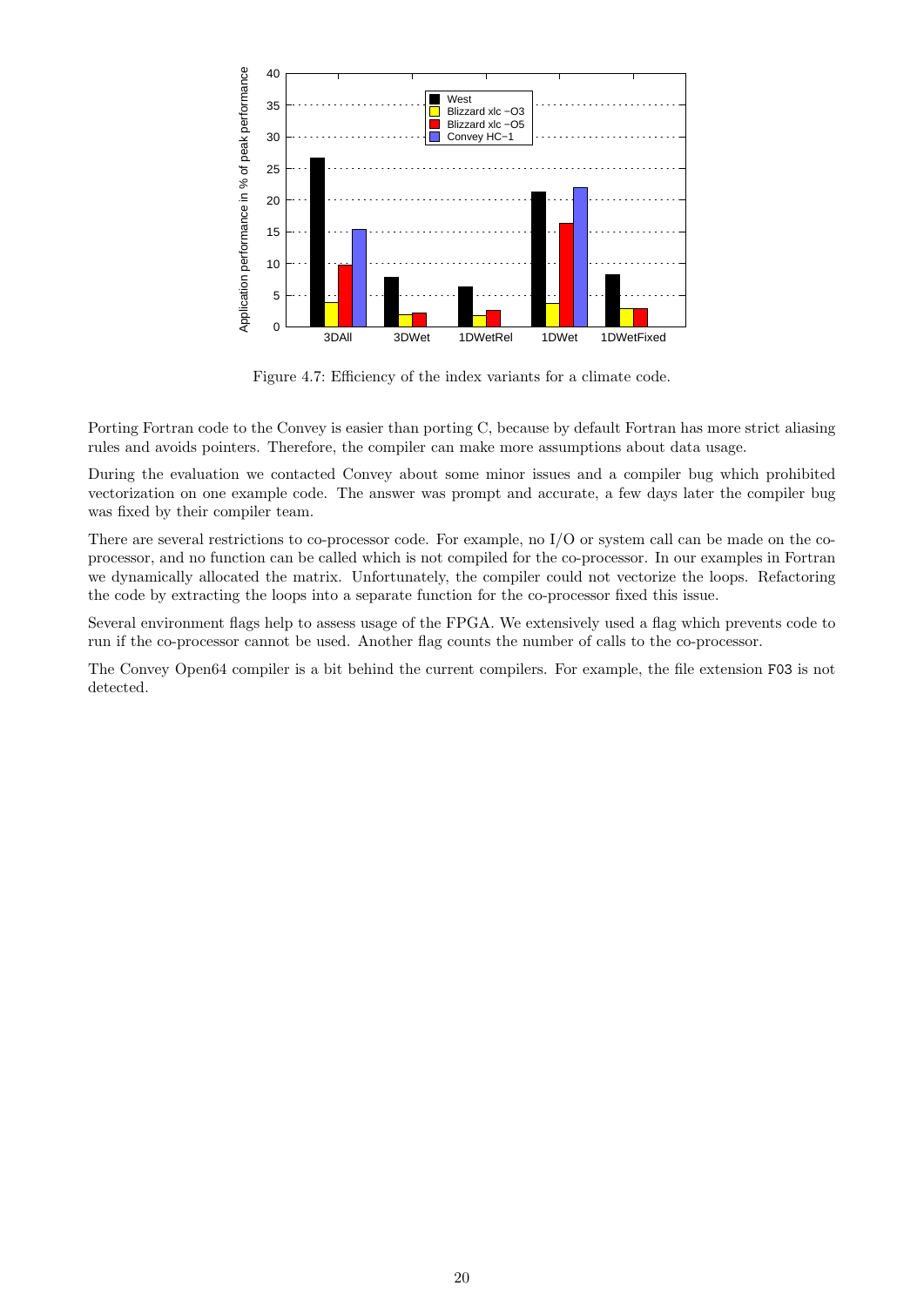Figure 4.7: Efficiency of the index variants for a climate code.

Porting Fortran code to the Convey is easier than porting C, because by default Fortran has more strict aliasing rules and avoids pointers. Therefore, the compiler can make more assumptions about data usage.

During the evaluation we contacted Convey about some minor issues and a compiler bug which prohibited vectorization on one example code. The answer was prompt and accurate, a few days later the compiler bug was fixed by their compiler team.

There are several restrictions to co-processor code. For example, no I/O or system call can be made on the co-processor, and no function can be called which is not compiled for the co-processor. In our examples in Fortran we dynamically allocated the matrix. Unfortunately, the compiler could not vectorize the loops. Refactoring the code by extracting the loops into a separate function for the co-processor fixed this issue.

Several environment flags help to assess usage of the FPGA. We extensively used a flag which prevents code to run if the co-processor cannot be used. Another flag counts the number of calls to the co-processor.

The Convey Open64 compiler is a bit behind the current compilers. For example, the file extension `F03` is not detected.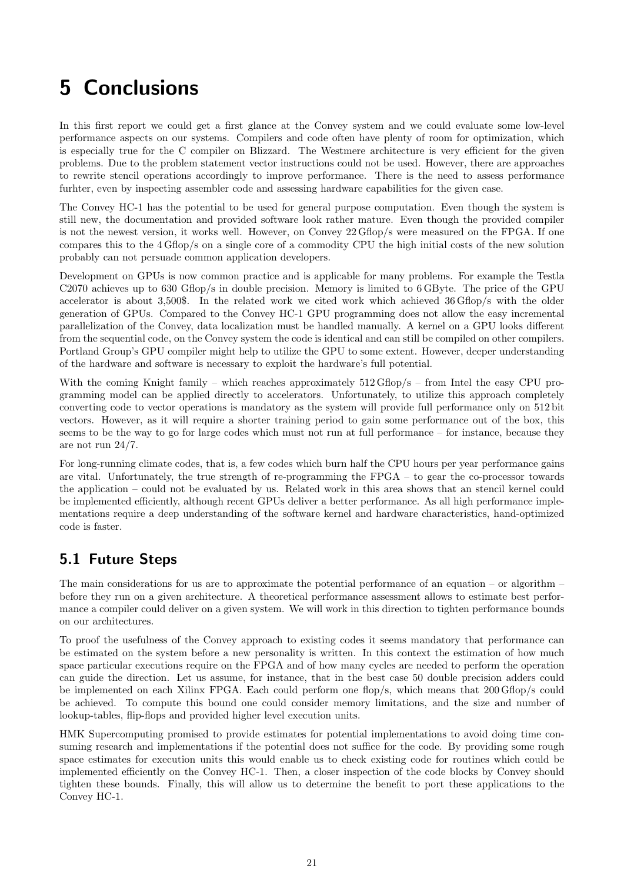# 5 Conclusions

In this first report we could get a first glance at the Convey system and we could evaluate some low-level performance aspects on our systems. Compilers and code often have plenty of room for optimization, which is especially true for the C compiler on Blizzard. The Westmere architecture is very efficient for the given problems. Due to the problem statement vector instructions could not be used. However, there are approaches to rewrite stencil operations accordingly to improve performance. There is the need to assess performance furhter, even by inspecting assembler code and assessing hardware capabilities for the given case.

The Convey HC-1 has the potential to be used for general purpose computation. Even though the system is still new, the documentation and provided software look rather mature. Even though the provided compiler is not the newest version, it works well. However, on Convey 22 Gflop/s were measured on the FPGA. If one compares this to the 4 Gflop/s on a single core of a commodity CPU the high initial costs of the new solution probably can not persuade common application developers.

Development on GPUs is now common practice and is applicable for many problems. For example the Testla C2070 achieves up to 630 Gflop/s in double precision. Memory is limited to 6 GByte. The price of the GPU accelerator is about 3,500$. In the related work we cited work which achieved 36 Gflop/s with the older generation of GPUs. Compared to the Convey HC-1 GPU programming does not allow the easy incremental parallelization of the Convey, data localization must be handled manually. A kernel on a GPU looks different from the sequential code, on the Convey system the code is identical and can still be compiled on other compilers. Portland Group's GPU compiler might help to utilize the GPU to some extent. However, deeper understanding of the hardware and software is necessary to exploit the hardware's full potential.

With the coming Knight family – which reaches approximately 512 Gflop/s – from Intel the easy CPU programming model can be applied directly to accelerators. Unfortunately, to utilize this approach completely converting code to vector operations is mandatory as the system will provide full performance only on 512 bit vectors. However, as it will require a shorter training period to gain some performance out of the box, this seems to be the way to go for large codes which must not run at full performance – for instance, because they are not run 24/7.

For long-running climate codes, that is, a few codes which burn half the CPU hours per year performance gains are vital. Unfortunately, the true strength of re-programming the FPGA – to gear the co-processor towards the application – could not be evaluated by us. Related work in this area shows that an stencil kernel could be implemented efficiently, although recent GPUs deliver a better performance. As all high performance implementations require a deep understanding of the software kernel and hardware characteristics, hand-optimized code is faster.

## 5.1 Future Steps

The main considerations for us are to approximate the potential performance of an equation – or algorithm – before they run on a given architecture. A theoretical performance assessment allows to estimate best performance a compiler could deliver on a given system. We will work in this direction to tighten performance bounds on our architectures.

To proof the usefulness of the Convey approach to existing codes it seems mandatory that performance can be estimated on the system before a new personality is written. In this context the estimation of how much space particular executions require on the FPGA and of how many cycles are needed to perform the operation can guide the direction. Let us assume, for instance, that in the best case 50 double precision adders could be implemented on each Xilinx FPGA. Each could perform one flop/s, which means that 200 Gflop/s could be achieved. To compute this bound one could consider memory limitations, and the size and number of lookup-tables, flip-flops and provided higher level execution units.

HMK Supercomputing promised to provide estimates for potential implementations to avoid doing time consuming research and implementations if the potential does not suffice for the code. By providing some rough space estimates for execution units this would enable us to check existing code for routines which could be implemented efficiently on the Convey HC-1. Then, a closer inspection of the code blocks by Convey should tighten these bounds. Finally, this will allow us to determine the benefit to port these applications to the Convey HC-1.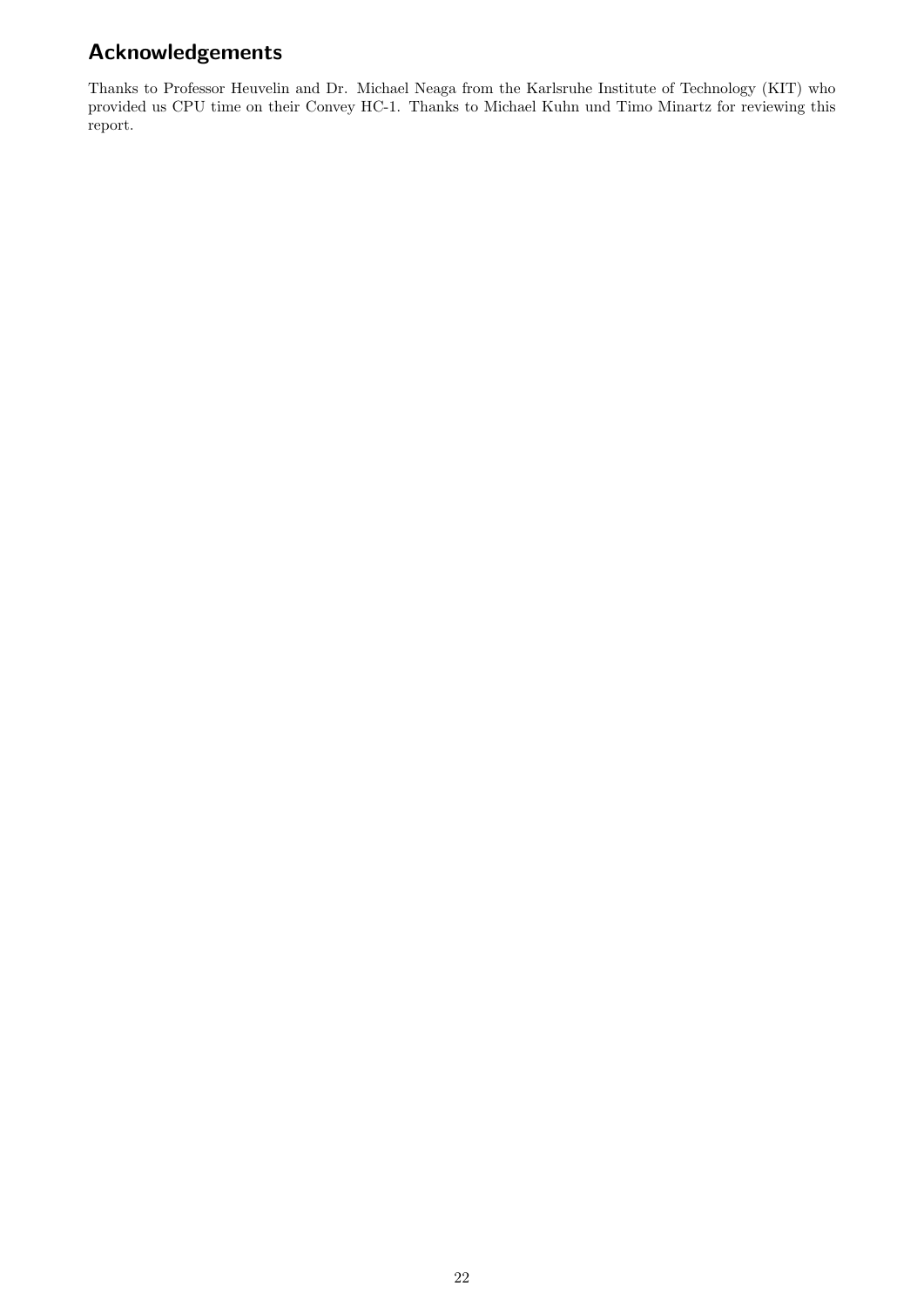## Acknowledgements

Thanks to Professor Heuvelin and Dr. Michael Neaga from the Karlsruhe Institute of Technology (KIT) who provided us CPU time on their Convey HC-1. Thanks to Michael Kuhn und Timo Minartz for reviewing this report.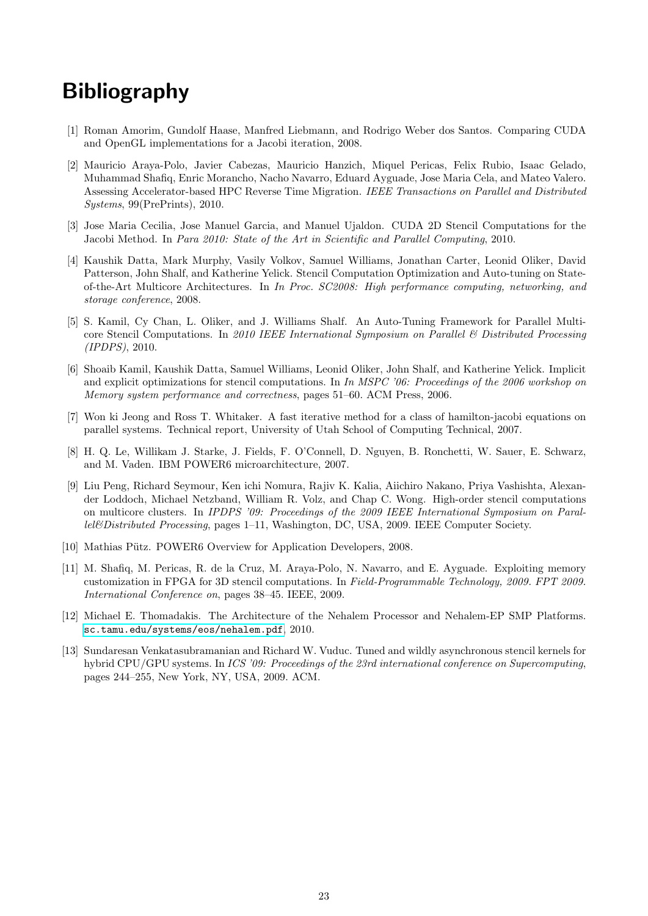# Bibliography

[1] Roman Amorim, Gundolf Haase, Manfred Liebmann, and Rodrigo Weber dos Santos. Comparing CUDA and OpenGL implementations for a Jacobi iteration, 2008.

[2] Mauricio Araya-Polo, Javier Cabezas, Mauricio Hanzich, Miquel Pericas, Felix Rubio, Isaac Gelado, Muhammad Shafiq, Enric Morancho, Nacho Navarro, Eduard Ayguade, Jose Maria Cela, and Mateo Valero. Assessing Accelerator-based HPC Reverse Time Migration. *IEEE Transactions on Parallel and Distributed Systems*, 99(PrePrints), 2010.

[3] Jose Maria Cecilia, Jose Manuel Garcia, and Manuel Ujaldon. CUDA 2D Stencil Computations for the Jacobi Method. In *Para 2010: State of the Art in Scientific and Parallel Computing*, 2010.

[4] Kaushik Datta, Mark Murphy, Vasily Volkov, Samuel Williams, Jonathan Carter, Leonid Oliker, David Patterson, John Shalf, and Katherine Yelick. Stencil Computation Optimization and Auto-tuning on State-of-the-Art Multicore Architectures. In *In Proc. SC2008: High performance computing, networking, and storage conference*, 2008.

[5] S. Kamil, Cy Chan, L. Oliker, and J. Williams Shalf. An Auto-Tuning Framework for Parallel Multicore Stencil Computations. In *2010 IEEE International Symposium on Parallel & Distributed Processing (IPDPS)*, 2010.

[6] Shoaib Kamil, Kaushik Datta, Samuel Williams, Leonid Oliker, John Shalf, and Katherine Yelick. Implicit and explicit optimizations for stencil computations. In *In MSPC '06: Proceedings of the 2006 workshop on Memory system performance and correctness*, pages 51–60. ACM Press, 2006.

[7] Won ki Jeong and Ross T. Whitaker. A fast iterative method for a class of hamilton-jacobi equations on parallel systems. Technical report, University of Utah School of Computing Technical, 2007.

[8] H. Q. Le, Willikam J. Starke, J. Fields, F. O'Connell, D. Nguyen, B. Ronchetti, W. Sauer, E. Schwarz, and M. Vaden. IBM POWER6 microarchitecture, 2007.

[9] Liu Peng, Richard Seymour, Ken ichi Nomura, Rajiv K. Kalia, Aiichiro Nakano, Priya Vashishta, Alexander Loddoch, Michael Netzband, William R. Volz, and Chap C. Wong. High-order stencil computations on multicore clusters. In *IPDPS '09: Proceedings of the 2009 IEEE International Symposium on Parallel&Distributed Processing*, pages 1–11, Washington, DC, USA, 2009. IEEE Computer Society.

[10] Mathias Pütz. POWER6 Overview for Application Developers, 2008.

[11] M. Shafiq, M. Pericas, R. de la Cruz, M. Araya-Polo, N. Navarro, and E. Ayguade. Exploiting memory customization in FPGA for 3D stencil computations. In *Field-Programmable Technology, 2009. FPT 2009. International Conference on*, pages 38–45. IEEE, 2009.

[12] Michael E. Thomadakis. The Architecture of the Nehalem Processor and Nehalem-EP SMP Platforms. `sc.tamu.edu/systems/eos/nehalem.pdf`, 2010.

[13] Sundaresan Venkatasubramanian and Richard W. Vuduc. Tuned and wildly asynchronous stencil kernels for hybrid CPU/GPU systems. In *ICS '09: Proceedings of the 23rd international conference on Supercomputing*, pages 244–255, New York, NY, USA, 2009. ACM.